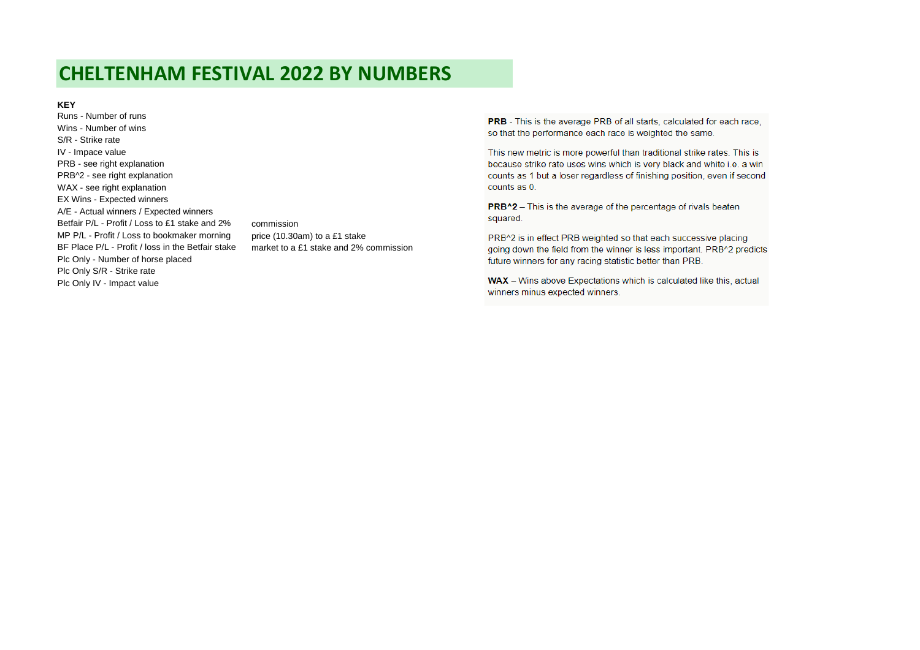# CHELTENHAM FESTIVAL 2022 BY NUMBERS

**KEY**

Runs - Number of runs
Wins - Number of wins
S/R - Strike rate
IV - Impace value
PRB - see right explanation
PRB^2 - see right explanation
WAX - see right explanation
EX Wins - Expected winners
A/E - Actual winners / Expected winners
Betfair P/L - Profit / Loss to £1 stake and 2% commission
MP P/L - Profit / Loss to bookmaker morning price (10.30am) to a £1 stake
BF Place P/L - Profit / loss in the Betfair stake market to a £1 stake and 2% commission
Plc Only - Number of horse placed
Plc Only S/R - Strike rate
Plc Only IV - Impact value

**PRB** - This is the average PRB of all starts, calculated for each race, so that the performance each race is weighted the same.

This new metric is more powerful than traditional strike rates. This is because strike rate uses wins which is very black and white i.e. a win counts as 1 but a loser regardless of finishing position, even if second counts as 0.

**PRB^2** – This is the average of the percentage of rivals beaten squared.

PRB^2 is in effect PRB weighted so that each successive placing going down the field from the winner is less important. PRB^2 predicts future winners for any racing statistic better than PRB.

**WAX** – Wins above Expectations which is calculated like this, actual winners minus expected winners.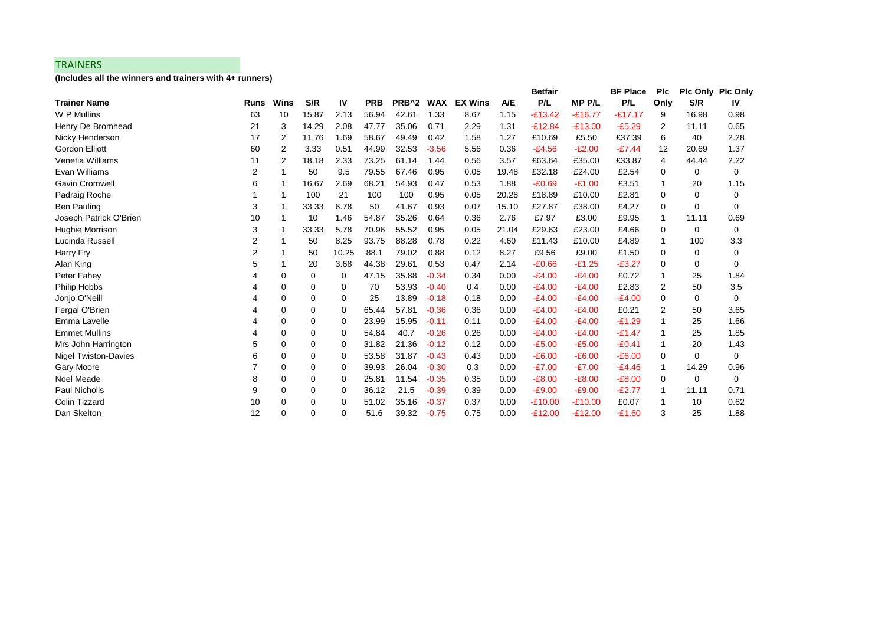## TRAINERS

**(Includes all the winners and trainers with 4+ runners)**

| Trainer Name | Runs | Wins | S/R | IV | PRB | PRB^2 | WAX | EX Wins | A/E | Betfair P/L | MP P/L | BF Place P/L | Plc Only | Plc Only S/R | Plc Only IV |
|---|---|---|---|---|---|---|---|---|---|---|---|---|---|---|---|
| W P Mullins | 63 | 10 | 15.87 | 2.13 | 56.94 | 42.61 | 1.33 | 8.67 | 1.15 | -£13.42 | -£16.77 | -£17.17 | 9 | 16.98 | 0.98 |
| Henry De Bromhead | 21 | 3 | 14.29 | 2.08 | 47.77 | 35.06 | 0.71 | 2.29 | 1.31 | -£12.84 | -£13.00 | -£5.29 | 2 | 11.11 | 0.65 |
| Nicky Henderson | 17 | 2 | 11.76 | 1.69 | 58.67 | 49.49 | 0.42 | 1.58 | 1.27 | £10.69 | £5.50 | £37.39 | 6 | 40 | 2.28 |
| Gordon Elliott | 60 | 2 | 3.33 | 0.51 | 44.99 | 32.53 | -3.56 | 5.56 | 0.36 | -£4.56 | -£2.00 | -£7.44 | 12 | 20.69 | 1.37 |
| Venetia Williams | 11 | 2 | 18.18 | 2.33 | 73.25 | 61.14 | 1.44 | 0.56 | 3.57 | £63.64 | £35.00 | £33.87 | 4 | 44.44 | 2.22 |
| Evan Williams | 2 | 1 | 50 | 9.5 | 79.55 | 67.46 | 0.95 | 0.05 | 19.48 | £32.18 | £24.00 | £2.54 | 0 | 0 | 0 |
| Gavin Cromwell | 6 | 1 | 16.67 | 2.69 | 68.21 | 54.93 | 0.47 | 0.53 | 1.88 | -£0.69 | -£1.00 | £3.51 | 1 | 20 | 1.15 |
| Padraig Roche | 1 | 1 | 100 | 21 | 100 | 100 | 0.95 | 0.05 | 20.28 | £18.89 | £10.00 | £2.81 | 0 | 0 | 0 |
| Ben Pauling | 3 | 1 | 33.33 | 6.78 | 50 | 41.67 | 0.93 | 0.07 | 15.10 | £27.87 | £38.00 | £4.27 | 0 | 0 | 0 |
| Joseph Patrick O'Brien | 10 | 1 | 10 | 1.46 | 54.87 | 35.26 | 0.64 | 0.36 | 2.76 | £7.97 | £3.00 | £9.95 | 1 | 11.11 | 0.69 |
| Hughie Morrison | 3 | 1 | 33.33 | 5.78 | 70.96 | 55.52 | 0.95 | 0.05 | 21.04 | £29.63 | £23.00 | £4.66 | 0 | 0 | 0 |
| Lucinda Russell | 2 | 1 | 50 | 8.25 | 93.75 | 88.28 | 0.78 | 0.22 | 4.60 | £11.43 | £10.00 | £4.89 | 1 | 100 | 3.3 |
| Harry Fry | 2 | 1 | 50 | 10.25 | 88.1 | 79.02 | 0.88 | 0.12 | 8.27 | £9.56 | £9.00 | £1.50 | 0 | 0 | 0 |
| Alan King | 5 | 1 | 20 | 3.68 | 44.38 | 29.61 | 0.53 | 0.47 | 2.14 | -£0.66 | -£1.25 | -£3.27 | 0 | 0 | 0 |
| Peter Fahey | 4 | 0 | 0 | 0 | 47.15 | 35.88 | -0.34 | 0.34 | 0.00 | -£4.00 | -£4.00 | £0.72 | 1 | 25 | 1.84 |
| Philip Hobbs | 4 | 0 | 0 | 0 | 70 | 53.93 | -0.40 | 0.4 | 0.00 | -£4.00 | -£4.00 | £2.83 | 2 | 50 | 3.5 |
| Jonjo O'Neill | 4 | 0 | 0 | 0 | 25 | 13.89 | -0.18 | 0.18 | 0.00 | -£4.00 | -£4.00 | -£4.00 | 0 | 0 | 0 |
| Fergal O'Brien | 4 | 0 | 0 | 0 | 65.44 | 57.81 | -0.36 | 0.36 | 0.00 | -£4.00 | -£4.00 | £0.21 | 2 | 50 | 3.65 |
| Emma Lavelle | 4 | 0 | 0 | 0 | 23.99 | 15.95 | -0.11 | 0.11 | 0.00 | -£4.00 | -£4.00 | -£1.29 | 1 | 25 | 1.66 |
| Emmet Mullins | 4 | 0 | 0 | 0 | 54.84 | 40.7 | -0.26 | 0.26 | 0.00 | -£4.00 | -£4.00 | -£1.47 | 1 | 25 | 1.85 |
| Mrs John Harrington | 5 | 0 | 0 | 0 | 31.82 | 21.36 | -0.12 | 0.12 | 0.00 | -£5.00 | -£5.00 | -£0.41 | 1 | 20 | 1.43 |
| Nigel Twiston-Davies | 6 | 0 | 0 | 0 | 53.58 | 31.87 | -0.43 | 0.43 | 0.00 | -£6.00 | -£6.00 | -£6.00 | 0 | 0 | 0 |
| Gary Moore | 7 | 0 | 0 | 0 | 39.93 | 26.04 | -0.30 | 0.3 | 0.00 | -£7.00 | -£7.00 | -£4.46 | 1 | 14.29 | 0.96 |
| Noel Meade | 8 | 0 | 0 | 0 | 25.81 | 11.54 | -0.35 | 0.35 | 0.00 | -£8.00 | -£8.00 | -£8.00 | 0 | 0 | 0 |
| Paul Nicholls | 9 | 0 | 0 | 0 | 36.12 | 21.5 | -0.39 | 0.39 | 0.00 | -£9.00 | -£9.00 | -£2.77 | 1 | 11.11 | 0.71 |
| Colin Tizzard | 10 | 0 | 0 | 0 | 51.02 | 35.16 | -0.37 | 0.37 | 0.00 | -£10.00 | -£10.00 | £0.07 | 1 | 10 | 0.62 |
| Dan Skelton | 12 | 0 | 0 | 0 | 51.6 | 39.32 | -0.75 | 0.75 | 0.00 | -£12.00 | -£12.00 | -£1.60 | 3 | 25 | 1.88 |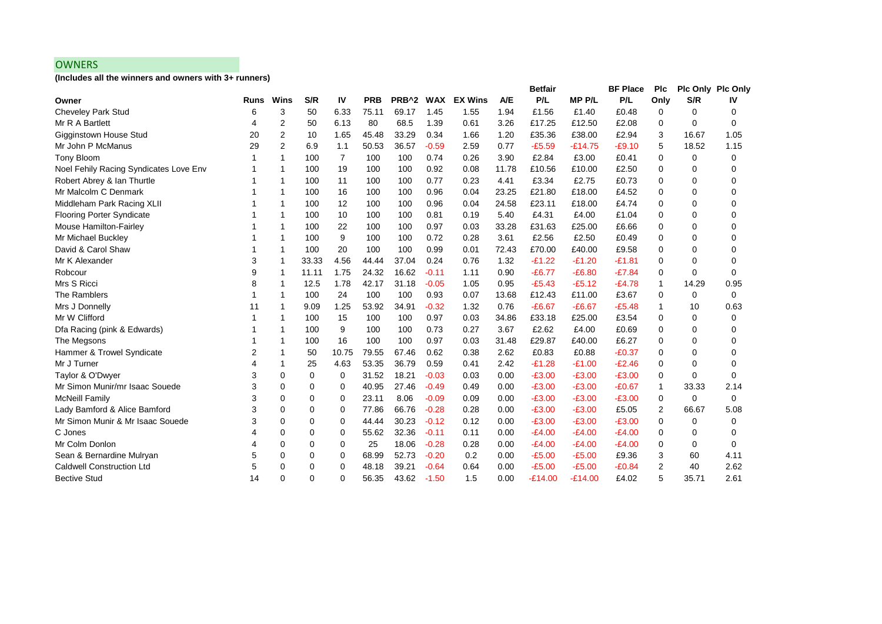## OWNERS

**(Includes all the winners and owners with 3+ runners)**

| Owner | Runs | Wins | S/R | IV | PRB | PRB^2 | WAX | EX Wins | A/E | Betfair P/L | MP P/L | BF Place P/L | Plc Only | Plc Only S/R | Plc Only IV |
|---|---|---|---|---|---|---|---|---|---|---|---|---|---|---|---|
| Cheveley Park Stud | 6 | 3 | 50 | 6.33 | 75.11 | 69.17 | 1.45 | 1.55 | 1.94 | £1.56 | £1.40 | £0.48 | 0 | 0 | 0 |
| Mr R A Bartlett | 4 | 2 | 50 | 6.13 | 80 | 68.5 | 1.39 | 0.61 | 3.26 | £17.25 | £12.50 | £2.08 | 0 | 0 | 0 |
| Gigginstown House Stud | 20 | 2 | 10 | 1.65 | 45.48 | 33.29 | 0.34 | 1.66 | 1.20 | £35.36 | £38.00 | £2.94 | 3 | 16.67 | 1.05 |
| Mr John P McManus | 29 | 2 | 6.9 | 1.1 | 50.53 | 36.57 | -0.59 | 2.59 | 0.77 | -£5.59 | -£14.75 | -£9.10 | 5 | 18.52 | 1.15 |
| Tony Bloom | 1 | 1 | 100 | 7 | 100 | 100 | 0.74 | 0.26 | 3.90 | £2.84 | £3.00 | £0.41 | 0 | 0 | 0 |
| Noel Fehily Racing Syndicates Love Env | 1 | 1 | 100 | 19 | 100 | 100 | 0.92 | 0.08 | 11.78 | £10.56 | £10.00 | £2.50 | 0 | 0 | 0 |
| Robert Abrey & Ian Thurtle | 1 | 1 | 100 | 11 | 100 | 100 | 0.77 | 0.23 | 4.41 | £3.34 | £2.75 | £0.73 | 0 | 0 | 0 |
| Mr Malcolm C Denmark | 1 | 1 | 100 | 16 | 100 | 100 | 0.96 | 0.04 | 23.25 | £21.80 | £18.00 | £4.52 | 0 | 0 | 0 |
| Middleham Park Racing XLII | 1 | 1 | 100 | 12 | 100 | 100 | 0.96 | 0.04 | 24.58 | £23.11 | £18.00 | £4.74 | 0 | 0 | 0 |
| Flooring Porter Syndicate | 1 | 1 | 100 | 10 | 100 | 100 | 0.81 | 0.19 | 5.40 | £4.31 | £4.00 | £1.04 | 0 | 0 | 0 |
| Mouse Hamilton-Fairley | 1 | 1 | 100 | 22 | 100 | 100 | 0.97 | 0.03 | 33.28 | £31.63 | £25.00 | £6.66 | 0 | 0 | 0 |
| Mr Michael Buckley | 1 | 1 | 100 | 9 | 100 | 100 | 0.72 | 0.28 | 3.61 | £2.56 | £2.50 | £0.49 | 0 | 0 | 0 |
| David & Carol Shaw | 1 | 1 | 100 | 20 | 100 | 100 | 0.99 | 0.01 | 72.43 | £70.00 | £40.00 | £9.58 | 0 | 0 | 0 |
| Mr K Alexander | 3 | 1 | 33.33 | 4.56 | 44.44 | 37.04 | 0.24 | 0.76 | 1.32 | -£1.22 | -£1.20 | -£1.81 | 0 | 0 | 0 |
| Robcour | 9 | 1 | 11.11 | 1.75 | 24.32 | 16.62 | -0.11 | 1.11 | 0.90 | -£6.77 | -£6.80 | -£7.84 | 0 | 0 | 0 |
| Mrs S Ricci | 8 | 1 | 12.5 | 1.78 | 42.17 | 31.18 | -0.05 | 1.05 | 0.95 | -£5.43 | -£5.12 | -£4.78 | 1 | 14.29 | 0.95 |
| The Ramblers | 1 | 1 | 100 | 24 | 100 | 100 | 0.93 | 0.07 | 13.68 | £12.43 | £11.00 | £3.67 | 0 | 0 | 0 |
| Mrs J Donnelly | 11 | 1 | 9.09 | 1.25 | 53.92 | 34.91 | -0.32 | 1.32 | 0.76 | -£6.67 | -£6.67 | -£5.48 | 1 | 10 | 0.63 |
| Mr W Clifford | 1 | 1 | 100 | 15 | 100 | 100 | 0.97 | 0.03 | 34.86 | £33.18 | £25.00 | £3.54 | 0 | 0 | 0 |
| Dfa Racing (pink & Edwards) | 1 | 1 | 100 | 9 | 100 | 100 | 0.73 | 0.27 | 3.67 | £2.62 | £4.00 | £0.69 | 0 | 0 | 0 |
| The Megsons | 1 | 1 | 100 | 16 | 100 | 100 | 0.97 | 0.03 | 31.48 | £29.87 | £40.00 | £6.27 | 0 | 0 | 0 |
| Hammer & Trowel Syndicate | 2 | 1 | 50 | 10.75 | 79.55 | 67.46 | 0.62 | 0.38 | 2.62 | £0.83 | £0.88 | -£0.37 | 0 | 0 | 0 |
| Mr J Turner | 4 | 1 | 25 | 4.63 | 53.35 | 36.79 | 0.59 | 0.41 | 2.42 | -£1.28 | -£1.00 | -£2.46 | 0 | 0 | 0 |
| Taylor & O'Dwyer | 3 | 0 | 0 | 0 | 31.52 | 18.21 | -0.03 | 0.03 | 0.00 | -£3.00 | -£3.00 | -£3.00 | 0 | 0 | 0 |
| Mr Simon Munir/mr Isaac Souede | 3 | 0 | 0 | 0 | 40.95 | 27.46 | -0.49 | 0.49 | 0.00 | -£3.00 | -£3.00 | -£0.67 | 1 | 33.33 | 2.14 |
| McNeill Family | 3 | 0 | 0 | 0 | 23.11 | 8.06 | -0.09 | 0.09 | 0.00 | -£3.00 | -£3.00 | -£3.00 | 0 | 0 | 0 |
| Lady Bamford & Alice Bamford | 3 | 0 | 0 | 0 | 77.86 | 66.76 | -0.28 | 0.28 | 0.00 | -£3.00 | -£3.00 | £5.05 | 2 | 66.67 | 5.08 |
| Mr Simon Munir & Mr Isaac Souede | 3 | 0 | 0 | 0 | 44.44 | 30.23 | -0.12 | 0.12 | 0.00 | -£3.00 | -£3.00 | -£3.00 | 0 | 0 | 0 |
| C Jones | 4 | 0 | 0 | 0 | 55.62 | 32.36 | -0.11 | 0.11 | 0.00 | -£4.00 | -£4.00 | -£4.00 | 0 | 0 | 0 |
| Mr Colm Donlon | 4 | 0 | 0 | 0 | 25 | 18.06 | -0.28 | 0.28 | 0.00 | -£4.00 | -£4.00 | -£4.00 | 0 | 0 | 0 |
| Sean & Bernardine Mulryan | 5 | 0 | 0 | 0 | 68.99 | 52.73 | -0.20 | 0.2 | 0.00 | -£5.00 | -£5.00 | £9.36 | 3 | 60 | 4.11 |
| Caldwell Construction Ltd | 5 | 0 | 0 | 0 | 48.18 | 39.21 | -0.64 | 0.64 | 0.00 | -£5.00 | -£5.00 | -£0.84 | 2 | 40 | 2.62 |
| Bective Stud | 14 | 0 | 0 | 0 | 56.35 | 43.62 | -1.50 | 1.5 | 0.00 | -£14.00 | -£14.00 | £4.02 | 5 | 35.71 | 2.61 |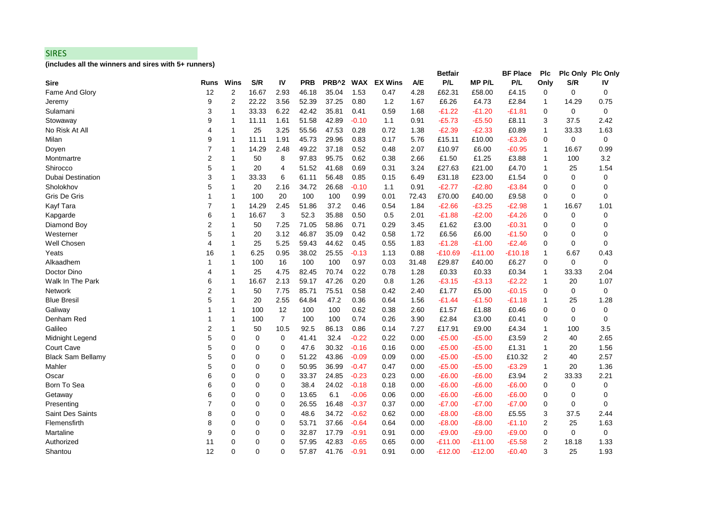## SIRES

**(includes all the winners and sires with 5+ runners)**

| Sire | Runs | Wins | S/R | IV | PRB | PRB^2 | WAX | EX Wins | A/E | Betfair P/L | MP P/L | BF Place P/L | Plc Only | Plc Only S/R | Plc Only IV |
|---|---|---|---|---|---|---|---|---|---|---|---|---|---|---|---|
| Fame And Glory | 12 | 2 | 16.67 | 2.93 | 46.18 | 35.04 | 1.53 | 0.47 | 4.28 | £62.31 | £58.00 | £4.15 | 0 | 0 | 0 |
| Jeremy | 9 | 2 | 22.22 | 3.56 | 52.39 | 37.25 | 0.80 | 1.2 | 1.67 | £6.26 | £4.73 | £2.84 | 1 | 14.29 | 0.75 |
| Sulamani | 3 | 1 | 33.33 | 6.22 | 42.42 | 35.81 | 0.41 | 0.59 | 1.68 | -£1.22 | -£1.20 | -£1.81 | 0 | 0 | 0 |
| Stowaway | 9 | 1 | 11.11 | 1.61 | 51.58 | 42.89 | -0.10 | 1.1 | 0.91 | -£5.73 | -£5.50 | £8.11 | 3 | 37.5 | 2.42 |
| No Risk At All | 4 | 1 | 25 | 3.25 | 55.56 | 47.53 | 0.28 | 0.72 | 1.38 | -£2.39 | -£2.33 | £0.89 | 1 | 33.33 | 1.63 |
| Milan | 9 | 1 | 11.11 | 1.91 | 45.73 | 29.96 | 0.83 | 0.17 | 5.76 | £15.11 | £10.00 | -£3.26 | 0 | 0 | 0 |
| Doyen | 7 | 1 | 14.29 | 2.48 | 49.22 | 37.18 | 0.52 | 0.48 | 2.07 | £10.97 | £6.00 | -£0.95 | 1 | 16.67 | 0.99 |
| Montmartre | 2 | 1 | 50 | 8 | 97.83 | 95.75 | 0.62 | 0.38 | 2.66 | £1.50 | £1.25 | £3.88 | 1 | 100 | 3.2 |
| Shirocco | 5 | 1 | 20 | 4 | 51.52 | 41.68 | 0.69 | 0.31 | 3.24 | £27.63 | £21.00 | £4.70 | 1 | 25 | 1.54 |
| Dubai Destination | 3 | 1 | 33.33 | 6 | 61.11 | 56.48 | 0.85 | 0.15 | 6.49 | £31.18 | £23.00 | £1.54 | 0 | 0 | 0 |
| Sholokhov | 5 | 1 | 20 | 2.16 | 34.72 | 26.68 | -0.10 | 1.1 | 0.91 | -£2.77 | -£2.80 | -£3.84 | 0 | 0 | 0 |
| Gris De Gris | 1 | 1 | 100 | 20 | 100 | 100 | 0.99 | 0.01 | 72.43 | £70.00 | £40.00 | £9.58 | 0 | 0 | 0 |
| Kayf Tara | 7 | 1 | 14.29 | 2.45 | 51.86 | 37.2 | 0.46 | 0.54 | 1.84 | -£2.66 | -£3.25 | -£2.98 | 1 | 16.67 | 1.01 |
| Kapgarde | 6 | 1 | 16.67 | 3 | 52.3 | 35.88 | 0.50 | 0.5 | 2.01 | -£1.88 | -£2.00 | -£4.26 | 0 | 0 | 0 |
| Diamond Boy | 2 | 1 | 50 | 7.25 | 71.05 | 58.86 | 0.71 | 0.29 | 3.45 | £1.62 | £3.00 | -£0.31 | 0 | 0 | 0 |
| Westerner | 5 | 1 | 20 | 3.12 | 46.87 | 35.09 | 0.42 | 0.58 | 1.72 | £6.56 | £6.00 | -£1.50 | 0 | 0 | 0 |
| Well Chosen | 4 | 1 | 25 | 5.25 | 59.43 | 44.62 | 0.45 | 0.55 | 1.83 | -£1.28 | -£1.00 | -£2.46 | 0 | 0 | 0 |
| Yeats | 16 | 1 | 6.25 | 0.95 | 38.02 | 25.55 | -0.13 | 1.13 | 0.88 | -£10.69 | -£11.00 | -£10.18 | 1 | 6.67 | 0.43 |
| Alkaadhem | 1 | 1 | 100 | 16 | 100 | 100 | 0.97 | 0.03 | 31.48 | £29.87 | £40.00 | £6.27 | 0 | 0 | 0 |
| Doctor Dino | 4 | 1 | 25 | 4.75 | 82.45 | 70.74 | 0.22 | 0.78 | 1.28 | £0.33 | £0.33 | £0.34 | 1 | 33.33 | 2.04 |
| Walk In The Park | 6 | 1 | 16.67 | 2.13 | 59.17 | 47.26 | 0.20 | 0.8 | 1.26 | -£3.15 | -£3.13 | -£2.22 | 1 | 20 | 1.07 |
| Network | 2 | 1 | 50 | 7.75 | 85.71 | 75.51 | 0.58 | 0.42 | 2.40 | £1.77 | £5.00 | -£0.15 | 0 | 0 | 0 |
| Blue Bresil | 5 | 1 | 20 | 2.55 | 64.84 | 47.2 | 0.36 | 0.64 | 1.56 | -£1.44 | -£1.50 | -£1.18 | 1 | 25 | 1.28 |
| Galiway | 1 | 1 | 100 | 12 | 100 | 100 | 0.62 | 0.38 | 2.60 | £1.57 | £1.88 | £0.46 | 0 | 0 | 0 |
| Denham Red | 1 | 1 | 100 | 7 | 100 | 100 | 0.74 | 0.26 | 3.90 | £2.84 | £3.00 | £0.41 | 0 | 0 | 0 |
| Galileo | 2 | 1 | 50 | 10.5 | 92.5 | 86.13 | 0.86 | 0.14 | 7.27 | £17.91 | £9.00 | £4.34 | 1 | 100 | 3.5 |
| Midnight Legend | 5 | 0 | 0 | 0 | 41.41 | 32.4 | -0.22 | 0.22 | 0.00 | -£5.00 | -£5.00 | £3.59 | 2 | 40 | 2.65 |
| Court Cave | 5 | 0 | 0 | 0 | 47.6 | 30.32 | -0.16 | 0.16 | 0.00 | -£5.00 | -£5.00 | £1.31 | 1 | 20 | 1.56 |
| Black Sam Bellamy | 5 | 0 | 0 | 0 | 51.22 | 43.86 | -0.09 | 0.09 | 0.00 | -£5.00 | -£5.00 | £10.32 | 2 | 40 | 2.57 |
| Mahler | 5 | 0 | 0 | 0 | 50.95 | 36.99 | -0.47 | 0.47 | 0.00 | -£5.00 | -£5.00 | -£3.29 | 1 | 20 | 1.36 |
| Oscar | 6 | 0 | 0 | 0 | 33.37 | 24.85 | -0.23 | 0.23 | 0.00 | -£6.00 | -£6.00 | £3.94 | 2 | 33.33 | 2.21 |
| Born To Sea | 6 | 0 | 0 | 0 | 38.4 | 24.02 | -0.18 | 0.18 | 0.00 | -£6.00 | -£6.00 | -£6.00 | 0 | 0 | 0 |
| Getaway | 6 | 0 | 0 | 0 | 13.65 | 6.1 | -0.06 | 0.06 | 0.00 | -£6.00 | -£6.00 | -£6.00 | 0 | 0 | 0 |
| Presenting | 7 | 0 | 0 | 0 | 26.55 | 16.48 | -0.37 | 0.37 | 0.00 | -£7.00 | -£7.00 | -£7.00 | 0 | 0 | 0 |
| Saint Des Saints | 8 | 0 | 0 | 0 | 48.6 | 34.72 | -0.62 | 0.62 | 0.00 | -£8.00 | -£8.00 | £5.55 | 3 | 37.5 | 2.44 |
| Flemensfirth | 8 | 0 | 0 | 0 | 53.71 | 37.66 | -0.64 | 0.64 | 0.00 | -£8.00 | -£8.00 | -£1.10 | 2 | 25 | 1.63 |
| Martaline | 9 | 0 | 0 | 0 | 32.87 | 17.79 | -0.91 | 0.91 | 0.00 | -£9.00 | -£9.00 | -£9.00 | 0 | 0 | 0 |
| Authorized | 11 | 0 | 0 | 0 | 57.95 | 42.83 | -0.65 | 0.65 | 0.00 | -£11.00 | -£11.00 | -£5.58 | 2 | 18.18 | 1.33 |
| Shantou | 12 | 0 | 0 | 0 | 57.87 | 41.76 | -0.91 | 0.91 | 0.00 | -£12.00 | -£12.00 | -£0.40 | 3 | 25 | 1.93 |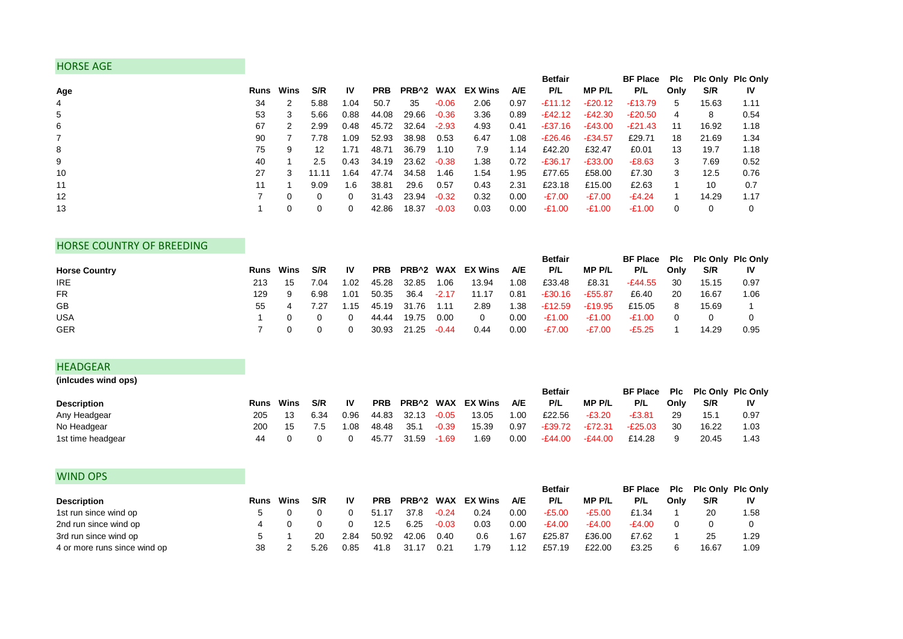## HORSE AGE

| Age | Runs | Wins | S/R | IV | PRB | PRB^2 | WAX | EX Wins | A/E | Betfair P/L | MP P/L | BF Place P/L | Plc Only | Plc Only S/R | Plc Only IV |
|---|---|---|---|---|---|---|---|---|---|---|---|---|---|---|---|
| 4 | 34 | 2 | 5.88 | 1.04 | 50.7 | 35 | -0.06 | 2.06 | 0.97 | -£11.12 | -£20.12 | -£13.79 | 5 | 15.63 | 1.11 |
| 5 | 53 | 3 | 5.66 | 0.88 | 44.08 | 29.66 | -0.36 | 3.36 | 0.89 | -£42.12 | -£42.30 | -£20.50 | 4 | 8 | 0.54 |
| 6 | 67 | 2 | 2.99 | 0.48 | 45.72 | 32.64 | -2.93 | 4.93 | 0.41 | -£37.16 | -£43.00 | -£21.43 | 11 | 16.92 | 1.18 |
| 7 | 90 | 7 | 7.78 | 1.09 | 52.93 | 38.98 | 0.53 | 6.47 | 1.08 | -£26.46 | -£34.57 | £29.71 | 18 | 21.69 | 1.34 |
| 8 | 75 | 9 | 12 | 1.71 | 48.71 | 36.79 | 1.10 | 7.9 | 1.14 | £42.20 | £32.47 | £0.01 | 13 | 19.7 | 1.18 |
| 9 | 40 | 1 | 2.5 | 0.43 | 34.19 | 23.62 | -0.38 | 1.38 | 0.72 | -£36.17 | -£33.00 | -£8.63 | 3 | 7.69 | 0.52 |
| 10 | 27 | 3 | 11.11 | 1.64 | 47.74 | 34.58 | 1.46 | 1.54 | 1.95 | £77.65 | £58.00 | £7.30 | 3 | 12.5 | 0.76 |
| 11 | 11 | 1 | 9.09 | 1.6 | 38.81 | 29.6 | 0.57 | 0.43 | 2.31 | £23.18 | £15.00 | £2.63 | 1 | 10 | 0.7 |
| 12 | 7 | 0 | 0 | 0 | 31.43 | 23.94 | -0.32 | 0.32 | 0.00 | -£7.00 | -£7.00 | -£4.24 | 1 | 14.29 | 1.17 |
| 13 | 1 | 0 | 0 | 0 | 42.86 | 18.37 | -0.03 | 0.03 | 0.00 | -£1.00 | -£1.00 | -£1.00 | 0 | 0 | 0 |

## HORSE COUNTRY OF BREEDING

| Horse Country | Runs | Wins | S/R | IV | PRB | PRB^2 | WAX | EX Wins | A/E | Betfair P/L | MP P/L | BF Place P/L | Plc Only | Plc Only S/R | Plc Only IV |
|---|---|---|---|---|---|---|---|---|---|---|---|---|---|---|---|
| IRE | 213 | 15 | 7.04 | 1.02 | 45.28 | 32.85 | 1.06 | 13.94 | 1.08 | £33.48 | £8.31 | -£44.55 | 30 | 15.15 | 0.97 |
| FR | 129 | 9 | 6.98 | 1.01 | 50.35 | 36.4 | -2.17 | 11.17 | 0.81 | -£30.16 | -£55.87 | £6.40 | 20 | 16.67 | 1.06 |
| GB | 55 | 4 | 7.27 | 1.15 | 45.19 | 31.76 | 1.11 | 2.89 | 1.38 | -£12.59 | -£19.95 | £15.05 | 8 | 15.69 | 1 |
| USA | 1 | 0 | 0 | 0 | 44.44 | 19.75 | 0.00 | 0 | 0.00 | -£1.00 | -£1.00 | -£1.00 | 0 | 0 | 0 |
| GER | 7 | 0 | 0 | 0 | 30.93 | 21.25 | -0.44 | 0.44 | 0.00 | -£7.00 | -£7.00 | -£5.25 | 1 | 14.29 | 0.95 |

## HEADGEAR

**(inlcudes wind ops)**

| Description | Runs | Wins | S/R | IV | PRB | PRB^2 | WAX | EX Wins | A/E | Betfair P/L | MP P/L | BF Place P/L | Plc Only | Plc Only S/R | Plc Only IV |
|---|---|---|---|---|---|---|---|---|---|---|---|---|---|---|---|
| Any Headgear | 205 | 13 | 6.34 | 0.96 | 44.83 | 32.13 | -0.05 | 13.05 | 1.00 | £22.56 | -£3.20 | -£3.81 | 29 | 15.1 | 0.97 |
| No Headgear | 200 | 15 | 7.5 | 1.08 | 48.48 | 35.1 | -0.39 | 15.39 | 0.97 | -£39.72 | -£72.31 | -£25.03 | 30 | 16.22 | 1.03 |
| 1st time headgear | 44 | 0 | 0 | 0 | 45.77 | 31.59 | -1.69 | 1.69 | 0.00 | -£44.00 | -£44.00 | £14.28 | 9 | 20.45 | 1.43 |

## WIND OPS

| Description | Runs | Wins | S/R | IV | PRB | PRB^2 | WAX | EX Wins | A/E | Betfair P/L | MP P/L | BF Place P/L | Plc Only | Plc Only S/R | Plc Only IV |
|---|---|---|---|---|---|---|---|---|---|---|---|---|---|---|---|
| 1st run since wind op | 5 | 0 | 0 | 0 | 51.17 | 37.8 | -0.24 | 0.24 | 0.00 | -£5.00 | -£5.00 | £1.34 | 1 | 20 | 1.58 |
| 2nd run since wind op | 4 | 0 | 0 | 0 | 12.5 | 6.25 | -0.03 | 0.03 | 0.00 | -£4.00 | -£4.00 | -£4.00 | 0 | 0 | 0 |
| 3rd run since wind op | 5 | 1 | 20 | 2.84 | 50.92 | 42.06 | 0.40 | 0.6 | 1.67 | £25.87 | £36.00 | £7.62 | 1 | 25 | 1.29 |
| 4 or more runs since wind op | 38 | 2 | 5.26 | 0.85 | 41.8 | 31.17 | 0.21 | 1.79 | 1.12 | £57.19 | £22.00 | £3.25 | 6 | 16.67 | 1.09 |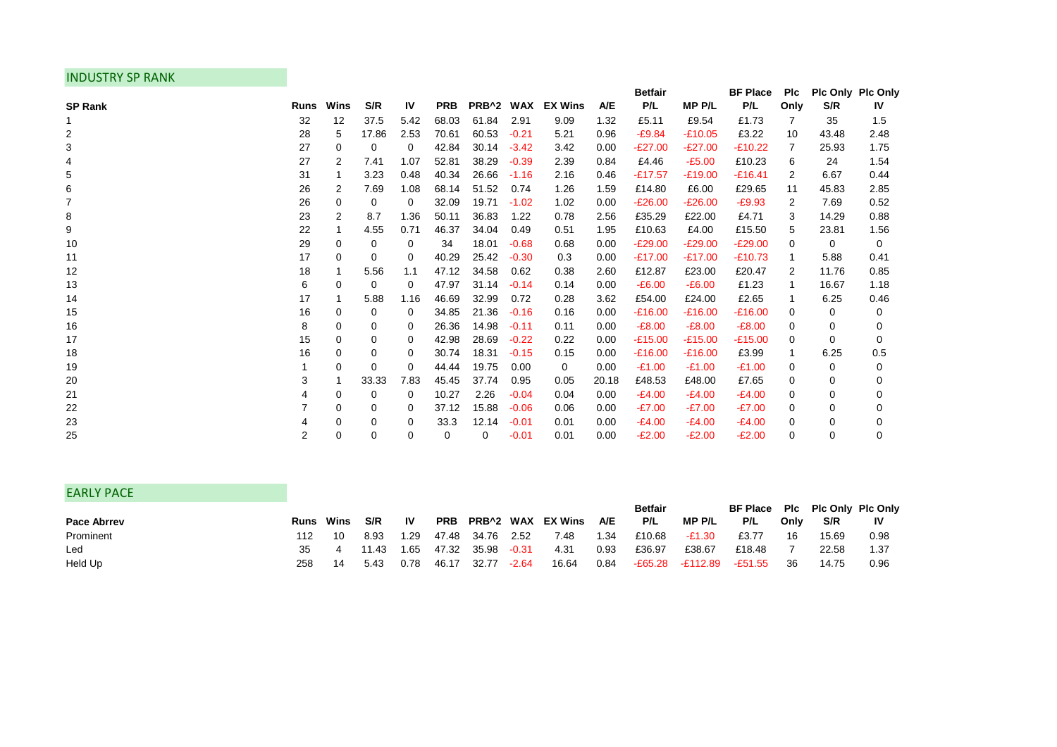## INDUSTRY SP RANK

| SP Rank | Runs | Wins | S/R | IV | PRB | PRB^2 | WAX | EX Wins | A/E | Betfair P/L | MP P/L | BF Place P/L | Plc Only | Plc Only S/R | Plc Only IV |
|---|---|---|---|---|---|---|---|---|---|---|---|---|---|---|---|
| 1 | 32 | 12 | 37.5 | 5.42 | 68.03 | 61.84 | 2.91 | 9.09 | 1.32 | £5.11 | £9.54 | £1.73 | 7 | 35 | 1.5 |
| 2 | 28 | 5 | 17.86 | 2.53 | 70.61 | 60.53 | -0.21 | 5.21 | 0.96 | -£9.84 | -£10.05 | £3.22 | 10 | 43.48 | 2.48 |
| 3 | 27 | 0 | 0 | 0 | 42.84 | 30.14 | -3.42 | 3.42 | 0.00 | -£27.00 | -£27.00 | -£10.22 | 7 | 25.93 | 1.75 |
| 4 | 27 | 2 | 7.41 | 1.07 | 52.81 | 38.29 | -0.39 | 2.39 | 0.84 | £4.46 | -£5.00 | £10.23 | 6 | 24 | 1.54 |
| 5 | 31 | 1 | 3.23 | 0.48 | 40.34 | 26.66 | -1.16 | 2.16 | 0.46 | -£17.57 | -£19.00 | -£16.41 | 2 | 6.67 | 0.44 |
| 6 | 26 | 2 | 7.69 | 1.08 | 68.14 | 51.52 | 0.74 | 1.26 | 1.59 | £14.80 | £6.00 | £29.65 | 11 | 45.83 | 2.85 |
| 7 | 26 | 0 | 0 | 0 | 32.09 | 19.71 | -1.02 | 1.02 | 0.00 | -£26.00 | -£26.00 | -£9.93 | 2 | 7.69 | 0.52 |
| 8 | 23 | 2 | 8.7 | 1.36 | 50.11 | 36.83 | 1.22 | 0.78 | 2.56 | £35.29 | £22.00 | £4.71 | 3 | 14.29 | 0.88 |
| 9 | 22 | 1 | 4.55 | 0.71 | 46.37 | 34.04 | 0.49 | 0.51 | 1.95 | £10.63 | £4.00 | £15.50 | 5 | 23.81 | 1.56 |
| 10 | 29 | 0 | 0 | 0 | 34 | 18.01 | -0.68 | 0.68 | 0.00 | -£29.00 | -£29.00 | -£29.00 | 0 | 0 | 0 |
| 11 | 17 | 0 | 0 | 0 | 40.29 | 25.42 | -0.30 | 0.3 | 0.00 | -£17.00 | -£17.00 | -£10.73 | 1 | 5.88 | 0.41 |
| 12 | 18 | 1 | 5.56 | 1.1 | 47.12 | 34.58 | 0.62 | 0.38 | 2.60 | £12.87 | £23.00 | £20.47 | 2 | 11.76 | 0.85 |
| 13 | 6 | 0 | 0 | 0 | 47.97 | 31.14 | -0.14 | 0.14 | 0.00 | -£6.00 | -£6.00 | £1.23 | 1 | 16.67 | 1.18 |
| 14 | 17 | 1 | 5.88 | 1.16 | 46.69 | 32.99 | 0.72 | 0.28 | 3.62 | £54.00 | £24.00 | £2.65 | 1 | 6.25 | 0.46 |
| 15 | 16 | 0 | 0 | 0 | 34.85 | 21.36 | -0.16 | 0.16 | 0.00 | -£16.00 | -£16.00 | -£16.00 | 0 | 0 | 0 |
| 16 | 8 | 0 | 0 | 0 | 26.36 | 14.98 | -0.11 | 0.11 | 0.00 | -£8.00 | -£8.00 | -£8.00 | 0 | 0 | 0 |
| 17 | 15 | 0 | 0 | 0 | 42.98 | 28.69 | -0.22 | 0.22 | 0.00 | -£15.00 | -£15.00 | -£15.00 | 0 | 0 | 0 |
| 18 | 16 | 0 | 0 | 0 | 30.74 | 18.31 | -0.15 | 0.15 | 0.00 | -£16.00 | -£16.00 | £3.99 | 1 | 6.25 | 0.5 |
| 19 | 1 | 0 | 0 | 0 | 44.44 | 19.75 | 0.00 | 0 | 0.00 | -£1.00 | -£1.00 | -£1.00 | 0 | 0 | 0 |
| 20 | 3 | 1 | 33.33 | 7.83 | 45.45 | 37.74 | 0.95 | 0.05 | 20.18 | £48.53 | £48.00 | £7.65 | 0 | 0 | 0 |
| 21 | 4 | 0 | 0 | 0 | 10.27 | 2.26 | -0.04 | 0.04 | 0.00 | -£4.00 | -£4.00 | -£4.00 | 0 | 0 | 0 |
| 22 | 7 | 0 | 0 | 0 | 37.12 | 15.88 | -0.06 | 0.06 | 0.00 | -£7.00 | -£7.00 | -£7.00 | 0 | 0 | 0 |
| 23 | 4 | 0 | 0 | 0 | 33.3 | 12.14 | -0.01 | 0.01 | 0.00 | -£4.00 | -£4.00 | -£4.00 | 0 | 0 | 0 |
| 25 | 2 | 0 | 0 | 0 | 0 | 0 | -0.01 | 0.01 | 0.00 | -£2.00 | -£2.00 | -£2.00 | 0 | 0 | 0 |

## EARLY PACE

| Pace Abrrev | Runs | Wins | S/R | IV | PRB | PRB^2 | WAX | EX Wins | A/E | Betfair P/L | MP P/L | BF Place P/L | Plc Only | Plc Only S/R | Plc Only IV |
|---|---|---|---|---|---|---|---|---|---|---|---|---|---|---|---|
| Prominent | 112 | 10 | 8.93 | 1.29 | 47.48 | 34.76 | 2.52 | 7.48 | 1.34 | £10.68 | -£1.30 | £3.77 | 16 | 15.69 | 0.98 |
| Led | 35 | 4 | 11.43 | 1.65 | 47.32 | 35.98 | -0.31 | 4.31 | 0.93 | £36.97 | £38.67 | £18.48 | 7 | 22.58 | 1.37 |
| Held Up | 258 | 14 | 5.43 | 0.78 | 46.17 | 32.77 | -2.64 | 16.64 | 0.84 | -£65.28 | -£112.89 | -£51.55 | 36 | 14.75 | 0.96 |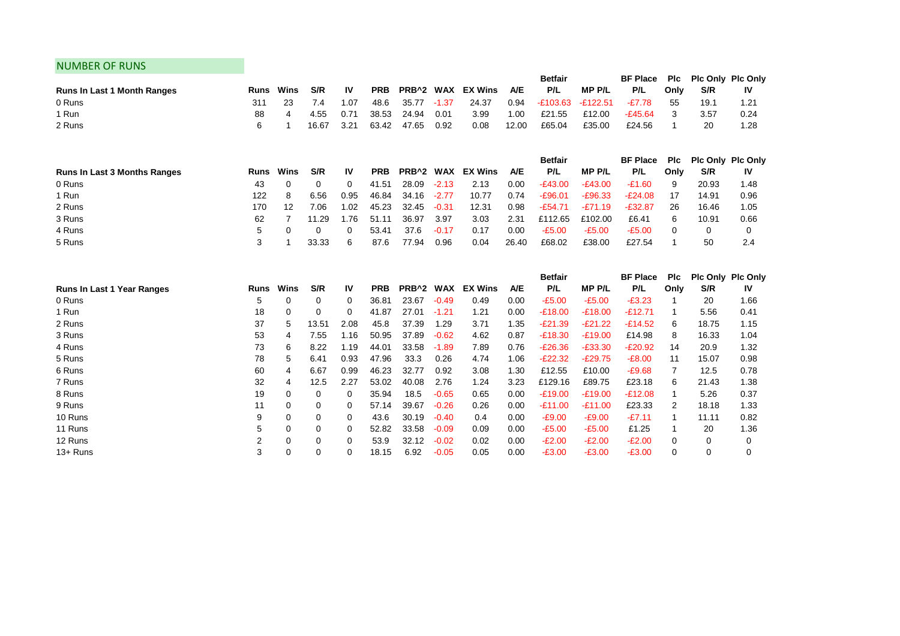## NUMBER OF RUNS

| Runs In Last 1 Month Ranges | Runs | Wins | S/R | IV | PRB | PRB^2 | WAX | EX Wins | A/E | Betfair P/L | MP P/L | BF Place P/L | Plc Only | Plc Only S/R | Plc Only IV |
|---|---|---|---|---|---|---|---|---|---|---|---|---|---|---|---|
| 0 Runs | 311 | 23 | 7.4 | 1.07 | 48.6 | 35.77 | -1.37 | 24.37 | 0.94 | -£103.63 | -£122.51 | -£7.78 | 55 | 19.1 | 1.21 |
| 1 Run | 88 | 4 | 4.55 | 0.71 | 38.53 | 24.94 | 0.01 | 3.99 | 1.00 | £21.55 | £12.00 | -£45.64 | 3 | 3.57 | 0.24 |
| 2 Runs | 6 | 1 | 16.67 | 3.21 | 63.42 | 47.65 | 0.92 | 0.08 | 12.00 | £65.04 | £35.00 | £24.56 | 1 | 20 | 1.28 |

| Runs In Last 3 Months Ranges | Runs | Wins | S/R | IV | PRB | PRB^2 | WAX | EX Wins | A/E | Betfair P/L | MP P/L | BF Place P/L | Plc Only | Plc Only S/R | Plc Only IV |
|---|---|---|---|---|---|---|---|---|---|---|---|---|---|---|---|
| 0 Runs | 43 | 0 | 0 | 0 | 41.51 | 28.09 | -2.13 | 2.13 | 0.00 | -£43.00 | -£43.00 | -£1.60 | 9 | 20.93 | 1.48 |
| 1 Run | 122 | 8 | 6.56 | 0.95 | 46.84 | 34.16 | -2.77 | 10.77 | 0.74 | -£96.01 | -£96.33 | -£24.08 | 17 | 14.91 | 0.96 |
| 2 Runs | 170 | 12 | 7.06 | 1.02 | 45.23 | 32.45 | -0.31 | 12.31 | 0.98 | -£54.71 | -£71.19 | -£32.87 | 26 | 16.46 | 1.05 |
| 3 Runs | 62 | 7 | 11.29 | 1.76 | 51.11 | 36.97 | 3.97 | 3.03 | 2.31 | £112.65 | £102.00 | £6.41 | 6 | 10.91 | 0.66 |
| 4 Runs | 5 | 0 | 0 | 0 | 53.41 | 37.6 | -0.17 | 0.17 | 0.00 | -£5.00 | -£5.00 | -£5.00 | 0 | 0 | 0 |
| 5 Runs | 3 | 1 | 33.33 | 6 | 87.6 | 77.94 | 0.96 | 0.04 | 26.40 | £68.02 | £38.00 | £27.54 | 1 | 50 | 2.4 |

| Runs In Last 1 Year Ranges | Runs | Wins | S/R | IV | PRB | PRB^2 | WAX | EX Wins | A/E | Betfair P/L | MP P/L | BF Place P/L | Plc Only | Plc Only S/R | Plc Only IV |
|---|---|---|---|---|---|---|---|---|---|---|---|---|---|---|---|
| 0 Runs | 5 | 0 | 0 | 0 | 36.81 | 23.67 | -0.49 | 0.49 | 0.00 | -£5.00 | -£5.00 | -£3.23 | 1 | 20 | 1.66 |
| 1 Run | 18 | 0 | 0 | 0 | 41.87 | 27.01 | -1.21 | 1.21 | 0.00 | -£18.00 | -£18.00 | -£12.71 | 1 | 5.56 | 0.41 |
| 2 Runs | 37 | 5 | 13.51 | 2.08 | 45.8 | 37.39 | 1.29 | 3.71 | 1.35 | -£21.39 | -£21.22 | -£14.52 | 6 | 18.75 | 1.15 |
| 3 Runs | 53 | 4 | 7.55 | 1.16 | 50.95 | 37.89 | -0.62 | 4.62 | 0.87 | -£18.30 | -£19.00 | £14.98 | 8 | 16.33 | 1.04 |
| 4 Runs | 73 | 6 | 8.22 | 1.19 | 44.01 | 33.58 | -1.89 | 7.89 | 0.76 | -£26.36 | -£33.30 | -£20.92 | 14 | 20.9 | 1.32 |
| 5 Runs | 78 | 5 | 6.41 | 0.93 | 47.96 | 33.3 | 0.26 | 4.74 | 1.06 | -£22.32 | -£29.75 | -£8.00 | 11 | 15.07 | 0.98 |
| 6 Runs | 60 | 4 | 6.67 | 0.99 | 46.23 | 32.77 | 0.92 | 3.08 | 1.30 | £12.55 | £10.00 | -£9.68 | 7 | 12.5 | 0.78 |
| 7 Runs | 32 | 4 | 12.5 | 2.27 | 53.02 | 40.08 | 2.76 | 1.24 | 3.23 | £129.16 | £89.75 | £23.18 | 6 | 21.43 | 1.38 |
| 8 Runs | 19 | 0 | 0 | 0 | 35.94 | 18.5 | -0.65 | 0.65 | 0.00 | -£19.00 | -£19.00 | -£12.08 | 1 | 5.26 | 0.37 |
| 9 Runs | 11 | 0 | 0 | 0 | 57.14 | 39.67 | -0.26 | 0.26 | 0.00 | -£11.00 | -£11.00 | £23.33 | 2 | 18.18 | 1.33 |
| 10 Runs | 9 | 0 | 0 | 0 | 43.6 | 30.19 | -0.40 | 0.4 | 0.00 | -£9.00 | -£9.00 | -£7.11 | 1 | 11.11 | 0.82 |
| 11 Runs | 5 | 0 | 0 | 0 | 52.82 | 33.58 | -0.09 | 0.09 | 0.00 | -£5.00 | -£5.00 | £1.25 | 1 | 20 | 1.36 |
| 12 Runs | 2 | 0 | 0 | 0 | 53.9 | 32.12 | -0.02 | 0.02 | 0.00 | -£2.00 | -£2.00 | -£2.00 | 0 | 0 | 0 |
| 13+ Runs | 3 | 0 | 0 | 0 | 18.15 | 6.92 | -0.05 | 0.05 | 0.00 | -£3.00 | -£3.00 | -£3.00 | 0 | 0 | 0 |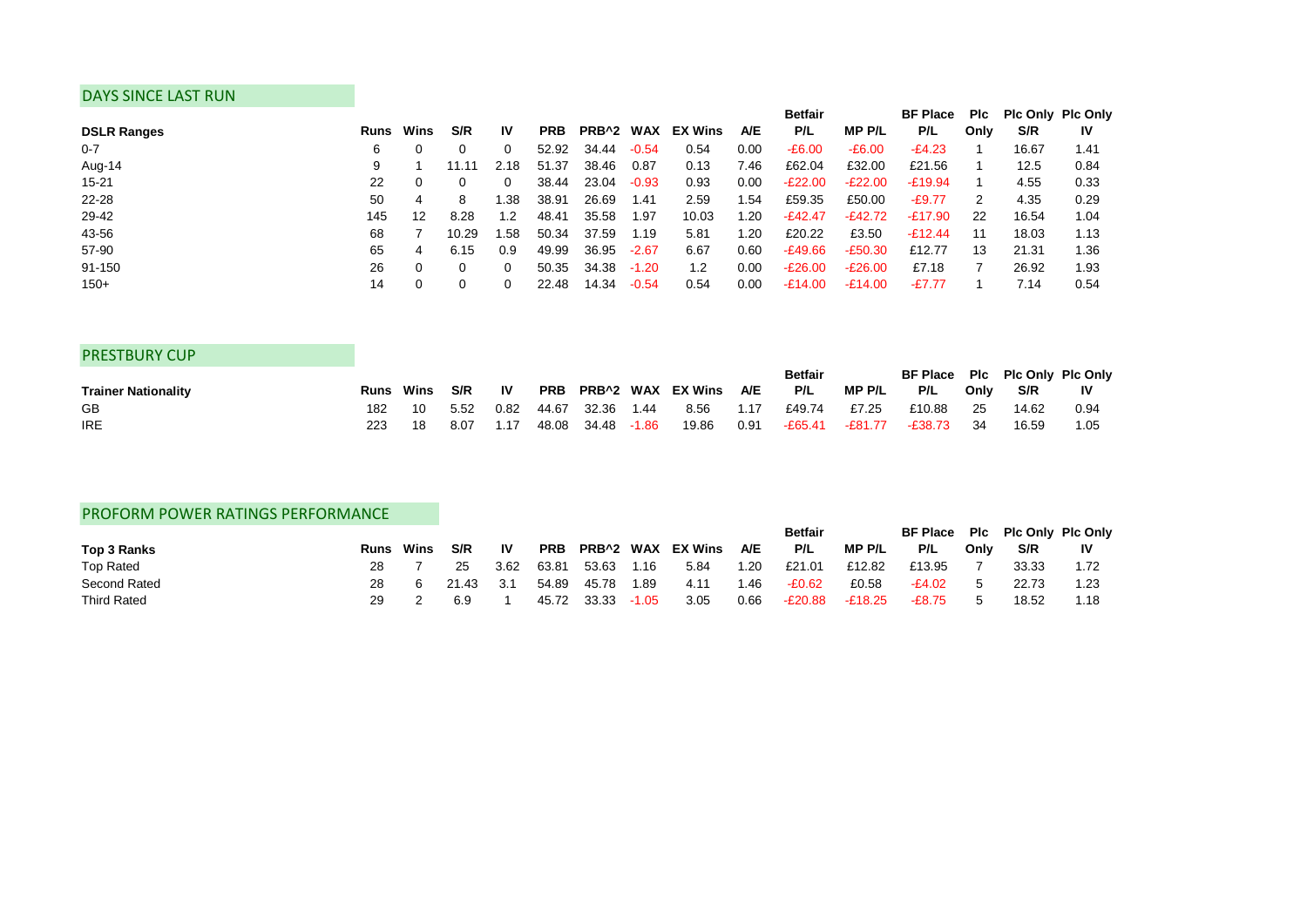## DAYS SINCE LAST RUN

| DSLR Ranges | Runs | Wins | S/R | IV | PRB | PRB^2 | WAX | EX Wins | A/E | Betfair P/L | MP P/L | BF Place P/L | Plc Only | Plc Only S/R | Plc Only IV |
|---|---|---|---|---|---|---|---|---|---|---|---|---|---|---|---|
| 0-7 | 6 | 0 | 0 | 0 | 52.92 | 34.44 | -0.54 | 0.54 | 0.00 | -£6.00 | -£6.00 | -£4.23 | 1 | 16.67 | 1.41 |
| Aug-14 | 9 | 1 | 11.11 | 2.18 | 51.37 | 38.46 | 0.87 | 0.13 | 7.46 | £62.04 | £32.00 | £21.56 | 1 | 12.5 | 0.84 |
| 15-21 | 22 | 0 | 0 | 0 | 38.44 | 23.04 | -0.93 | 0.93 | 0.00 | -£22.00 | -£22.00 | -£19.94 | 1 | 4.55 | 0.33 |
| 22-28 | 50 | 4 | 8 | 1.38 | 38.91 | 26.69 | 1.41 | 2.59 | 1.54 | £59.35 | £50.00 | -£9.77 | 2 | 4.35 | 0.29 |
| 29-42 | 145 | 12 | 8.28 | 1.2 | 48.41 | 35.58 | 1.97 | 10.03 | 1.20 | -£42.47 | -£42.72 | -£17.90 | 22 | 16.54 | 1.04 |
| 43-56 | 68 | 7 | 10.29 | 1.58 | 50.34 | 37.59 | 1.19 | 5.81 | 1.20 | £20.22 | £3.50 | -£12.44 | 11 | 18.03 | 1.13 |
| 57-90 | 65 | 4 | 6.15 | 0.9 | 49.99 | 36.95 | -2.67 | 6.67 | 0.60 | -£49.66 | -£50.30 | £12.77 | 13 | 21.31 | 1.36 |
| 91-150 | 26 | 0 | 0 | 0 | 50.35 | 34.38 | -1.20 | 1.2 | 0.00 | -£26.00 | -£26.00 | £7.18 | 7 | 26.92 | 1.93 |
| 150+ | 14 | 0 | 0 | 0 | 22.48 | 14.34 | -0.54 | 0.54 | 0.00 | -£14.00 | -£14.00 | -£7.77 | 1 | 7.14 | 0.54 |

## PRESTBURY CUP

| Trainer Nationality | Runs | Wins | S/R | IV | PRB | PRB^2 | WAX | EX Wins | A/E | Betfair P/L | MP P/L | BF Place P/L | Plc Only | Plc Only S/R | Plc Only IV |
|---|---|---|---|---|---|---|---|---|---|---|---|---|---|---|---|
| GB | 182 | 10 | 5.52 | 0.82 | 44.67 | 32.36 | 1.44 | 8.56 | 1.17 | £49.74 | £7.25 | £10.88 | 25 | 14.62 | 0.94 |
| IRE | 223 | 18 | 8.07 | 1.17 | 48.08 | 34.48 | -1.86 | 19.86 | 0.91 | -£65.41 | -£81.77 | -£38.73 | 34 | 16.59 | 1.05 |

## PROFORM POWER RATINGS PERFORMANCE

| Top 3 Ranks | Runs | Wins | S/R | IV | PRB | PRB^2 | WAX | EX Wins | A/E | Betfair P/L | MP P/L | BF Place P/L | Plc Only | Plc Only S/R | Plc Only IV |
|---|---|---|---|---|---|---|---|---|---|---|---|---|---|---|---|
| Top Rated | 28 | 7 | 25 | 3.62 | 63.81 | 53.63 | 1.16 | 5.84 | 1.20 | £21.01 | £12.82 | £13.95 | 7 | 33.33 | 1.72 |
| Second Rated | 28 | 6 | 21.43 | 3.1 | 54.89 | 45.78 | 1.89 | 4.11 | 1.46 | -£0.62 | £0.58 | -£4.02 | 5 | 22.73 | 1.23 |
| Third Rated | 29 | 2 | 6.9 | 1 | 45.72 | 33.33 | -1.05 | 3.05 | 0.66 | -£20.88 | -£18.25 | -£8.75 | 5 | 18.52 | 1.18 |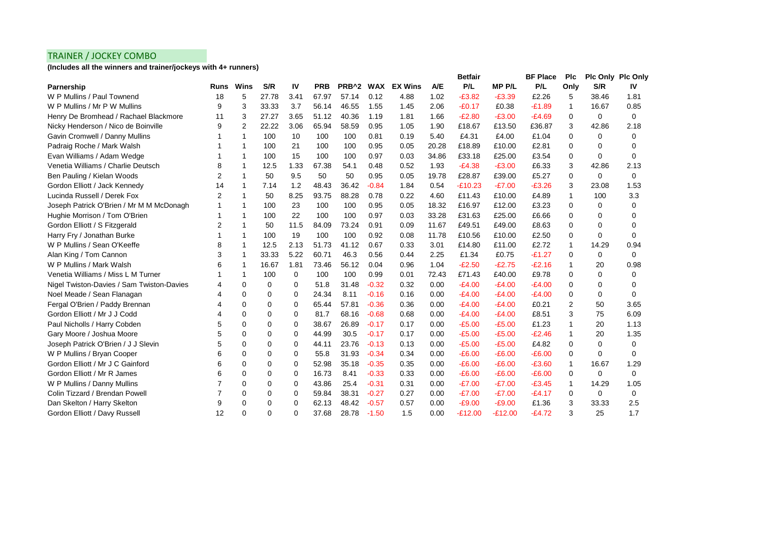## TRAINER / JOCKEY COMBO

**(Includes all the winners and trainer/jockeys with 4+ runners)**

| Parnership | Runs | Wins | S/R | IV | PRB | PRB^2 | WAX | EX Wins | A/E | Betfair P/L | MP P/L | BF Place P/L | Plc Only | Plc Only S/R | Plc Only IV |
|---|---|---|---|---|---|---|---|---|---|---|---|---|---|---|---|
| W P Mullins / Paul Townend | 18 | 5 | 27.78 | 3.41 | 67.97 | 57.14 | 0.12 | 4.88 | 1.02 | -£3.82 | -£3.39 | £2.26 | 5 | 38.46 | 1.81 |
| W P Mullins / Mr P W Mullins | 9 | 3 | 33.33 | 3.7 | 56.14 | 46.55 | 1.55 | 1.45 | 2.06 | -£0.17 | £0.38 | -£1.89 | 1 | 16.67 | 0.85 |
| Henry De Bromhead / Rachael Blackmore | 11 | 3 | 27.27 | 3.65 | 51.12 | 40.36 | 1.19 | 1.81 | 1.66 | -£2.80 | -£3.00 | -£4.69 | 0 | 0 | 0 |
| Nicky Henderson / Nico de Boinville | 9 | 2 | 22.22 | 3.06 | 65.94 | 58.59 | 0.95 | 1.05 | 1.90 | £18.67 | £13.50 | £36.87 | 3 | 42.86 | 2.18 |
| Gavin Cromwell / Danny Mullins | 1 | 1 | 100 | 10 | 100 | 100 | 0.81 | 0.19 | 5.40 | £4.31 | £4.00 | £1.04 | 0 | 0 | 0 |
| Padraig Roche / Mark Walsh | 1 | 1 | 100 | 21 | 100 | 100 | 0.95 | 0.05 | 20.28 | £18.89 | £10.00 | £2.81 | 0 | 0 | 0 |
| Evan Williams / Adam Wedge | 1 | 1 | 100 | 15 | 100 | 100 | 0.97 | 0.03 | 34.86 | £33.18 | £25.00 | £3.54 | 0 | 0 | 0 |
| Venetia Williams / Charlie Deutsch | 8 | 1 | 12.5 | 1.33 | 67.38 | 54.1 | 0.48 | 0.52 | 1.93 | -£4.38 | -£3.00 | £6.33 | 3 | 42.86 | 2.13 |
| Ben Pauling / Kielan Woods | 2 | 1 | 50 | 9.5 | 50 | 50 | 0.95 | 0.05 | 19.78 | £28.87 | £39.00 | £5.27 | 0 | 0 | 0 |
| Gordon Elliott / Jack Kennedy | 14 | 1 | 7.14 | 1.2 | 48.43 | 36.42 | -0.84 | 1.84 | 0.54 | -£10.23 | -£7.00 | -£3.26 | 3 | 23.08 | 1.53 |
| Lucinda Russell / Derek Fox | 2 | 1 | 50 | 8.25 | 93.75 | 88.28 | 0.78 | 0.22 | 4.60 | £11.43 | £10.00 | £4.89 | 1 | 100 | 3.3 |
| Joseph Patrick O'Brien / Mr M M McDonagh | 1 | 1 | 100 | 23 | 100 | 100 | 0.95 | 0.05 | 18.32 | £16.97 | £12.00 | £3.23 | 0 | 0 | 0 |
| Hughie Morrison / Tom O'Brien | 1 | 1 | 100 | 22 | 100 | 100 | 0.97 | 0.03 | 33.28 | £31.63 | £25.00 | £6.66 | 0 | 0 | 0 |
| Gordon Elliott / S Fitzgerald | 2 | 1 | 50 | 11.5 | 84.09 | 73.24 | 0.91 | 0.09 | 11.67 | £49.51 | £49.00 | £8.63 | 0 | 0 | 0 |
| Harry Fry / Jonathan Burke | 1 | 1 | 100 | 19 | 100 | 100 | 0.92 | 0.08 | 11.78 | £10.56 | £10.00 | £2.50 | 0 | 0 | 0 |
| W P Mullins / Sean O'Keeffe | 8 | 1 | 12.5 | 2.13 | 51.73 | 41.12 | 0.67 | 0.33 | 3.01 | £14.80 | £11.00 | £2.72 | 1 | 14.29 | 0.94 |
| Alan King / Tom Cannon | 3 | 1 | 33.33 | 5.22 | 60.71 | 46.3 | 0.56 | 0.44 | 2.25 | £1.34 | £0.75 | -£1.27 | 0 | 0 | 0 |
| W P Mullins / Mark Walsh | 6 | 1 | 16.67 | 1.81 | 73.46 | 56.12 | 0.04 | 0.96 | 1.04 | -£2.50 | -£2.75 | -£2.16 | 1 | 20 | 0.98 |
| Venetia Williams / Miss L M Turner | 1 | 1 | 100 | 0 | 100 | 100 | 0.99 | 0.01 | 72.43 | £71.43 | £40.00 | £9.78 | 0 | 0 | 0 |
| Nigel Twiston-Davies / Sam Twiston-Davies | 4 | 0 | 0 | 0 | 51.8 | 31.48 | -0.32 | 0.32 | 0.00 | -£4.00 | -£4.00 | -£4.00 | 0 | 0 | 0 |
| Noel Meade / Sean Flanagan | 4 | 0 | 0 | 0 | 24.34 | 8.11 | -0.16 | 0.16 | 0.00 | -£4.00 | -£4.00 | -£4.00 | 0 | 0 | 0 |
| Fergal O'Brien / Paddy Brennan | 4 | 0 | 0 | 0 | 65.44 | 57.81 | -0.36 | 0.36 | 0.00 | -£4.00 | -£4.00 | £0.21 | 2 | 50 | 3.65 |
| Gordon Elliott / Mr J J Codd | 4 | 0 | 0 | 0 | 81.7 | 68.16 | -0.68 | 0.68 | 0.00 | -£4.00 | -£4.00 | £8.51 | 3 | 75 | 6.09 |
| Paul Nicholls / Harry Cobden | 5 | 0 | 0 | 0 | 38.67 | 26.89 | -0.17 | 0.17 | 0.00 | -£5.00 | -£5.00 | £1.23 | 1 | 20 | 1.13 |
| Gary Moore / Joshua Moore | 5 | 0 | 0 | 0 | 44.99 | 30.5 | -0.17 | 0.17 | 0.00 | -£5.00 | -£5.00 | -£2.46 | 1 | 20 | 1.35 |
| Joseph Patrick O'Brien / J J Slevin | 5 | 0 | 0 | 0 | 44.11 | 23.76 | -0.13 | 0.13 | 0.00 | -£5.00 | -£5.00 | £4.82 | 0 | 0 | 0 |
| W P Mullins / Bryan Cooper | 6 | 0 | 0 | 0 | 55.8 | 31.93 | -0.34 | 0.34 | 0.00 | -£6.00 | -£6.00 | -£6.00 | 0 | 0 | 0 |
| Gordon Elliott / Mr J C Gainford | 6 | 0 | 0 | 0 | 52.98 | 35.18 | -0.35 | 0.35 | 0.00 | -£6.00 | -£6.00 | -£3.60 | 1 | 16.67 | 1.29 |
| Gordon Elliott / Mr R James | 6 | 0 | 0 | 0 | 16.73 | 8.41 | -0.33 | 0.33 | 0.00 | -£6.00 | -£6.00 | -£6.00 | 0 | 0 | 0 |
| W P Mullins / Danny Mullins | 7 | 0 | 0 | 0 | 43.86 | 25.4 | -0.31 | 0.31 | 0.00 | -£7.00 | -£7.00 | -£3.45 | 1 | 14.29 | 1.05 |
| Colin Tizzard / Brendan Powell | 7 | 0 | 0 | 0 | 59.84 | 38.31 | -0.27 | 0.27 | 0.00 | -£7.00 | -£7.00 | -£4.17 | 0 | 0 | 0 |
| Dan Skelton / Harry Skelton | 9 | 0 | 0 | 0 | 62.13 | 48.42 | -0.57 | 0.57 | 0.00 | -£9.00 | -£9.00 | £1.36 | 3 | 33.33 | 2.5 |
| Gordon Elliott / Davy Russell | 12 | 0 | 0 | 0 | 37.68 | 28.78 | -1.50 | 1.5 | 0.00 | -£12.00 | -£12.00 | -£4.72 | 3 | 25 | 1.7 |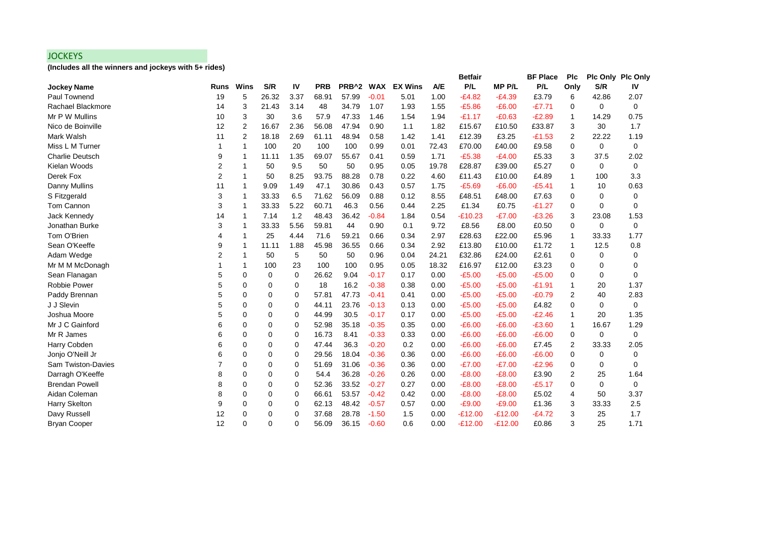## JOCKEYS

**(Includes all the winners and jockeys with 5+ rides)**

| Jockey Name | Runs | Wins | S/R | IV | PRB | PRB^2 | WAX | EX Wins | A/E | Betfair P/L | MP P/L | BF Place P/L | Plc Only | Plc Only S/R | Plc Only IV |
|---|---|---|---|---|---|---|---|---|---|---|---|---|---|---|---|
| Paul Townend | 19 | 5 | 26.32 | 3.37 | 68.91 | 57.99 | -0.01 | 5.01 | 1.00 | -£4.82 | -£4.39 | £3.79 | 6 | 42.86 | 2.07 |
| Rachael Blackmore | 14 | 3 | 21.43 | 3.14 | 48 | 34.79 | 1.07 | 1.93 | 1.55 | -£5.86 | -£6.00 | -£7.71 | 0 | 0 | 0 |
| Mr P W Mullins | 10 | 3 | 30 | 3.6 | 57.9 | 47.33 | 1.46 | 1.54 | 1.94 | -£1.17 | -£0.63 | -£2.89 | 1 | 14.29 | 0.75 |
| Nico de Boinville | 12 | 2 | 16.67 | 2.36 | 56.08 | 47.94 | 0.90 | 1.1 | 1.82 | £15.67 | £10.50 | £33.87 | 3 | 30 | 1.7 |
| Mark Walsh | 11 | 2 | 18.18 | 2.69 | 61.11 | 48.94 | 0.58 | 1.42 | 1.41 | £12.39 | £3.25 | -£1.53 | 2 | 22.22 | 1.19 |
| Miss L M Turner | 1 | 1 | 100 | 20 | 100 | 100 | 0.99 | 0.01 | 72.43 | £70.00 | £40.00 | £9.58 | 0 | 0 | 0 |
| Charlie Deutsch | 9 | 1 | 11.11 | 1.35 | 69.07 | 55.67 | 0.41 | 0.59 | 1.71 | -£5.38 | -£4.00 | £5.33 | 3 | 37.5 | 2.02 |
| Kielan Woods | 2 | 1 | 50 | 9.5 | 50 | 50 | 0.95 | 0.05 | 19.78 | £28.87 | £39.00 | £5.27 | 0 | 0 | 0 |
| Derek Fox | 2 | 1 | 50 | 8.25 | 93.75 | 88.28 | 0.78 | 0.22 | 4.60 | £11.43 | £10.00 | £4.89 | 1 | 100 | 3.3 |
| Danny Mullins | 11 | 1 | 9.09 | 1.49 | 47.1 | 30.86 | 0.43 | 0.57 | 1.75 | -£5.69 | -£6.00 | -£5.41 | 1 | 10 | 0.63 |
| S Fitzgerald | 3 | 1 | 33.33 | 6.5 | 71.62 | 56.09 | 0.88 | 0.12 | 8.55 | £48.51 | £48.00 | £7.63 | 0 | 0 | 0 |
| Tom Cannon | 3 | 1 | 33.33 | 5.22 | 60.71 | 46.3 | 0.56 | 0.44 | 2.25 | £1.34 | £0.75 | -£1.27 | 0 | 0 | 0 |
| Jack Kennedy | 14 | 1 | 7.14 | 1.2 | 48.43 | 36.42 | -0.84 | 1.84 | 0.54 | -£10.23 | -£7.00 | -£3.26 | 3 | 23.08 | 1.53 |
| Jonathan Burke | 3 | 1 | 33.33 | 5.56 | 59.81 | 44 | 0.90 | 0.1 | 9.72 | £8.56 | £8.00 | £0.50 | 0 | 0 | 0 |
| Tom O'Brien | 4 | 1 | 25 | 4.44 | 71.6 | 59.21 | 0.66 | 0.34 | 2.97 | £28.63 | £22.00 | £5.96 | 1 | 33.33 | 1.77 |
| Sean O'Keeffe | 9 | 1 | 11.11 | 1.88 | 45.98 | 36.55 | 0.66 | 0.34 | 2.92 | £13.80 | £10.00 | £1.72 | 1 | 12.5 | 0.8 |
| Adam Wedge | 2 | 1 | 50 | 5 | 50 | 50 | 0.96 | 0.04 | 24.21 | £32.86 | £24.00 | £2.61 | 0 | 0 | 0 |
| Mr M M McDonagh | 1 | 1 | 100 | 23 | 100 | 100 | 0.95 | 0.05 | 18.32 | £16.97 | £12.00 | £3.23 | 0 | 0 | 0 |
| Sean Flanagan | 5 | 0 | 0 | 0 | 26.62 | 9.04 | -0.17 | 0.17 | 0.00 | -£5.00 | -£5.00 | -£5.00 | 0 | 0 | 0 |
| Robbie Power | 5 | 0 | 0 | 0 | 18 | 16.2 | -0.38 | 0.38 | 0.00 | -£5.00 | -£5.00 | -£1.91 | 1 | 20 | 1.37 |
| Paddy Brennan | 5 | 0 | 0 | 0 | 57.81 | 47.73 | -0.41 | 0.41 | 0.00 | -£5.00 | -£5.00 | -£0.79 | 2 | 40 | 2.83 |
| J J Slevin | 5 | 0 | 0 | 0 | 44.11 | 23.76 | -0.13 | 0.13 | 0.00 | -£5.00 | -£5.00 | £4.82 | 0 | 0 | 0 |
| Joshua Moore | 5 | 0 | 0 | 0 | 44.99 | 30.5 | -0.17 | 0.17 | 0.00 | -£5.00 | -£5.00 | -£2.46 | 1 | 20 | 1.35 |
| Mr J C Gainford | 6 | 0 | 0 | 0 | 52.98 | 35.18 | -0.35 | 0.35 | 0.00 | -£6.00 | -£6.00 | -£3.60 | 1 | 16.67 | 1.29 |
| Mr R James | 6 | 0 | 0 | 0 | 16.73 | 8.41 | -0.33 | 0.33 | 0.00 | -£6.00 | -£6.00 | -£6.00 | 0 | 0 | 0 |
| Harry Cobden | 6 | 0 | 0 | 0 | 47.44 | 36.3 | -0.20 | 0.2 | 0.00 | -£6.00 | -£6.00 | £7.45 | 2 | 33.33 | 2.05 |
| Jonjo O'Neill Jr | 6 | 0 | 0 | 0 | 29.56 | 18.04 | -0.36 | 0.36 | 0.00 | -£6.00 | -£6.00 | -£6.00 | 0 | 0 | 0 |
| Sam Twiston-Davies | 7 | 0 | 0 | 0 | 51.69 | 31.06 | -0.36 | 0.36 | 0.00 | -£7.00 | -£7.00 | -£2.96 | 0 | 0 | 0 |
| Darragh O'Keeffe | 8 | 0 | 0 | 0 | 54.4 | 36.28 | -0.26 | 0.26 | 0.00 | -£8.00 | -£8.00 | £3.90 | 2 | 25 | 1.64 |
| Brendan Powell | 8 | 0 | 0 | 0 | 52.36 | 33.52 | -0.27 | 0.27 | 0.00 | -£8.00 | -£8.00 | -£5.17 | 0 | 0 | 0 |
| Aidan Coleman | 8 | 0 | 0 | 0 | 66.61 | 53.57 | -0.42 | 0.42 | 0.00 | -£8.00 | -£8.00 | £5.02 | 4 | 50 | 3.37 |
| Harry Skelton | 9 | 0 | 0 | 0 | 62.13 | 48.42 | -0.57 | 0.57 | 0.00 | -£9.00 | -£9.00 | £1.36 | 3 | 33.33 | 2.5 |
| Davy Russell | 12 | 0 | 0 | 0 | 37.68 | 28.78 | -1.50 | 1.5 | 0.00 | -£12.00 | -£12.00 | -£4.72 | 3 | 25 | 1.7 |
| Bryan Cooper | 12 | 0 | 0 | 0 | 56.09 | 36.15 | -0.60 | 0.6 | 0.00 | -£12.00 | -£12.00 | £0.86 | 3 | 25 | 1.71 |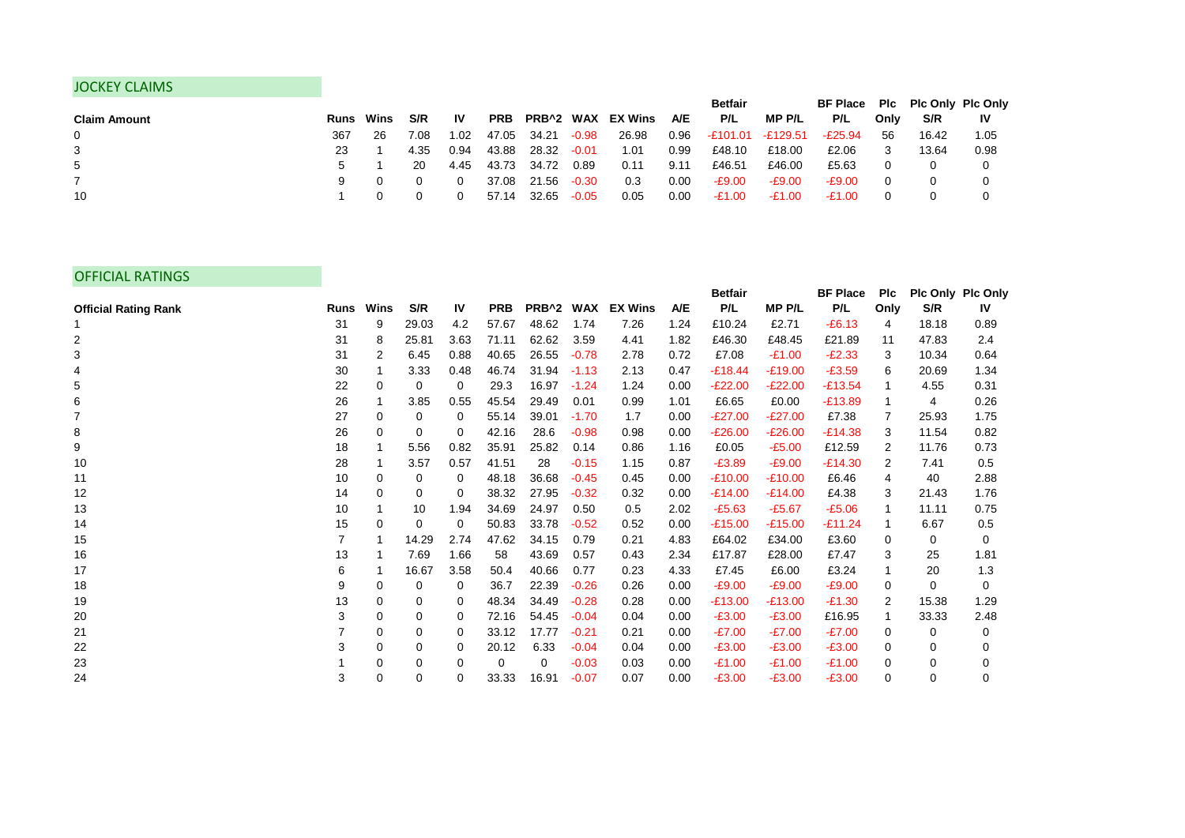## JOCKEY CLAIMS

| Claim Amount | Runs | Wins | S/R | IV | PRB | PRB^2 | WAX | EX Wins | A/E | Betfair P/L | MP P/L | BF Place P/L | Plc Only | Plc Only S/R | Plc Only IV |
|---|---|---|---|---|---|---|---|---|---|---|---|---|---|---|---|
| 0 | 367 | 26 | 7.08 | 1.02 | 47.05 | 34.21 | -0.98 | 26.98 | 0.96 | -£101.01 | -£129.51 | -£25.94 | 56 | 16.42 | 1.05 |
| 3 | 23 | 1 | 4.35 | 0.94 | 43.88 | 28.32 | -0.01 | 1.01 | 0.99 | £48.10 | £18.00 | £2.06 | 3 | 13.64 | 0.98 |
| 5 | 5 | 1 | 20 | 4.45 | 43.73 | 34.72 | 0.89 | 0.11 | 9.11 | £46.51 | £46.00 | £5.63 | 0 | 0 | 0 |
| 7 | 9 | 0 | 0 | 0 | 37.08 | 21.56 | -0.30 | 0.3 | 0.00 | -£9.00 | -£9.00 | -£9.00 | 0 | 0 | 0 |
| 10 | 1 | 0 | 0 | 0 | 57.14 | 32.65 | -0.05 | 0.05 | 0.00 | -£1.00 | -£1.00 | -£1.00 | 0 | 0 | 0 |

## OFFICIAL RATINGS

| Official Rating Rank | Runs | Wins | S/R | IV | PRB | PRB^2 | WAX | EX Wins | A/E | Betfair P/L | MP P/L | BF Place P/L | Plc Only | Plc Only S/R | Plc Only IV |
|---|---|---|---|---|---|---|---|---|---|---|---|---|---|---|---|
| 1 | 31 | 9 | 29.03 | 4.2 | 57.67 | 48.62 | 1.74 | 7.26 | 1.24 | £10.24 | £2.71 | -£6.13 | 4 | 18.18 | 0.89 |
| 2 | 31 | 8 | 25.81 | 3.63 | 71.11 | 62.62 | 3.59 | 4.41 | 1.82 | £46.30 | £48.45 | £21.89 | 11 | 47.83 | 2.4 |
| 3 | 31 | 2 | 6.45 | 0.88 | 40.65 | 26.55 | -0.78 | 2.78 | 0.72 | £7.08 | -£1.00 | -£2.33 | 3 | 10.34 | 0.64 |
| 4 | 30 | 1 | 3.33 | 0.48 | 46.74 | 31.94 | -1.13 | 2.13 | 0.47 | -£18.44 | -£19.00 | -£3.59 | 6 | 20.69 | 1.34 |
| 5 | 22 | 0 | 0 | 0 | 29.3 | 16.97 | -1.24 | 1.24 | 0.00 | -£22.00 | -£22.00 | -£13.54 | 1 | 4.55 | 0.31 |
| 6 | 26 | 1 | 3.85 | 0.55 | 45.54 | 29.49 | 0.01 | 0.99 | 1.01 | £6.65 | £0.00 | -£13.89 | 1 | 4 | 0.26 |
| 7 | 27 | 0 | 0 | 0 | 55.14 | 39.01 | -1.70 | 1.7 | 0.00 | -£27.00 | -£27.00 | £7.38 | 7 | 25.93 | 1.75 |
| 8 | 26 | 0 | 0 | 0 | 42.16 | 28.6 | -0.98 | 0.98 | 0.00 | -£26.00 | -£26.00 | -£14.38 | 3 | 11.54 | 0.82 |
| 9 | 18 | 1 | 5.56 | 0.82 | 35.91 | 25.82 | 0.14 | 0.86 | 1.16 | £0.05 | -£5.00 | £12.59 | 2 | 11.76 | 0.73 |
| 10 | 28 | 1 | 3.57 | 0.57 | 41.51 | 28 | -0.15 | 1.15 | 0.87 | -£3.89 | -£9.00 | -£14.30 | 2 | 7.41 | 0.5 |
| 11 | 10 | 0 | 0 | 0 | 48.18 | 36.68 | -0.45 | 0.45 | 0.00 | -£10.00 | -£10.00 | £6.46 | 4 | 40 | 2.88 |
| 12 | 14 | 0 | 0 | 0 | 38.32 | 27.95 | -0.32 | 0.32 | 0.00 | -£14.00 | -£14.00 | £4.38 | 3 | 21.43 | 1.76 |
| 13 | 10 | 1 | 10 | 1.94 | 34.69 | 24.97 | 0.50 | 0.5 | 2.02 | -£5.63 | -£5.67 | -£5.06 | 1 | 11.11 | 0.75 |
| 14 | 15 | 0 | 0 | 0 | 50.83 | 33.78 | -0.52 | 0.52 | 0.00 | -£15.00 | -£15.00 | -£11.24 | 1 | 6.67 | 0.5 |
| 15 | 7 | 1 | 14.29 | 2.74 | 47.62 | 34.15 | 0.79 | 0.21 | 4.83 | £64.02 | £34.00 | £3.60 | 0 | 0 | 0 |
| 16 | 13 | 1 | 7.69 | 1.66 | 58 | 43.69 | 0.57 | 0.43 | 2.34 | £17.87 | £28.00 | £7.47 | 3 | 25 | 1.81 |
| 17 | 6 | 1 | 16.67 | 3.58 | 50.4 | 40.66 | 0.77 | 0.23 | 4.33 | £7.45 | £6.00 | £3.24 | 1 | 20 | 1.3 |
| 18 | 9 | 0 | 0 | 0 | 36.7 | 22.39 | -0.26 | 0.26 | 0.00 | -£9.00 | -£9.00 | -£9.00 | 0 | 0 | 0 |
| 19 | 13 | 0 | 0 | 0 | 48.34 | 34.49 | -0.28 | 0.28 | 0.00 | -£13.00 | -£13.00 | -£1.30 | 2 | 15.38 | 1.29 |
| 20 | 3 | 0 | 0 | 0 | 72.16 | 54.45 | -0.04 | 0.04 | 0.00 | -£3.00 | -£3.00 | £16.95 | 1 | 33.33 | 2.48 |
| 21 | 7 | 0 | 0 | 0 | 33.12 | 17.77 | -0.21 | 0.21 | 0.00 | -£7.00 | -£7.00 | -£7.00 | 0 | 0 | 0 |
| 22 | 3 | 0 | 0 | 0 | 20.12 | 6.33 | -0.04 | 0.04 | 0.00 | -£3.00 | -£3.00 | -£3.00 | 0 | 0 | 0 |
| 23 | 1 | 0 | 0 | 0 | 0 | 0 | -0.03 | 0.03 | 0.00 | -£1.00 | -£1.00 | -£1.00 | 0 | 0 | 0 |
| 24 | 3 | 0 | 0 | 0 | 33.33 | 16.91 | -0.07 | 0.07 | 0.00 | -£3.00 | -£3.00 | -£3.00 | 0 | 0 | 0 |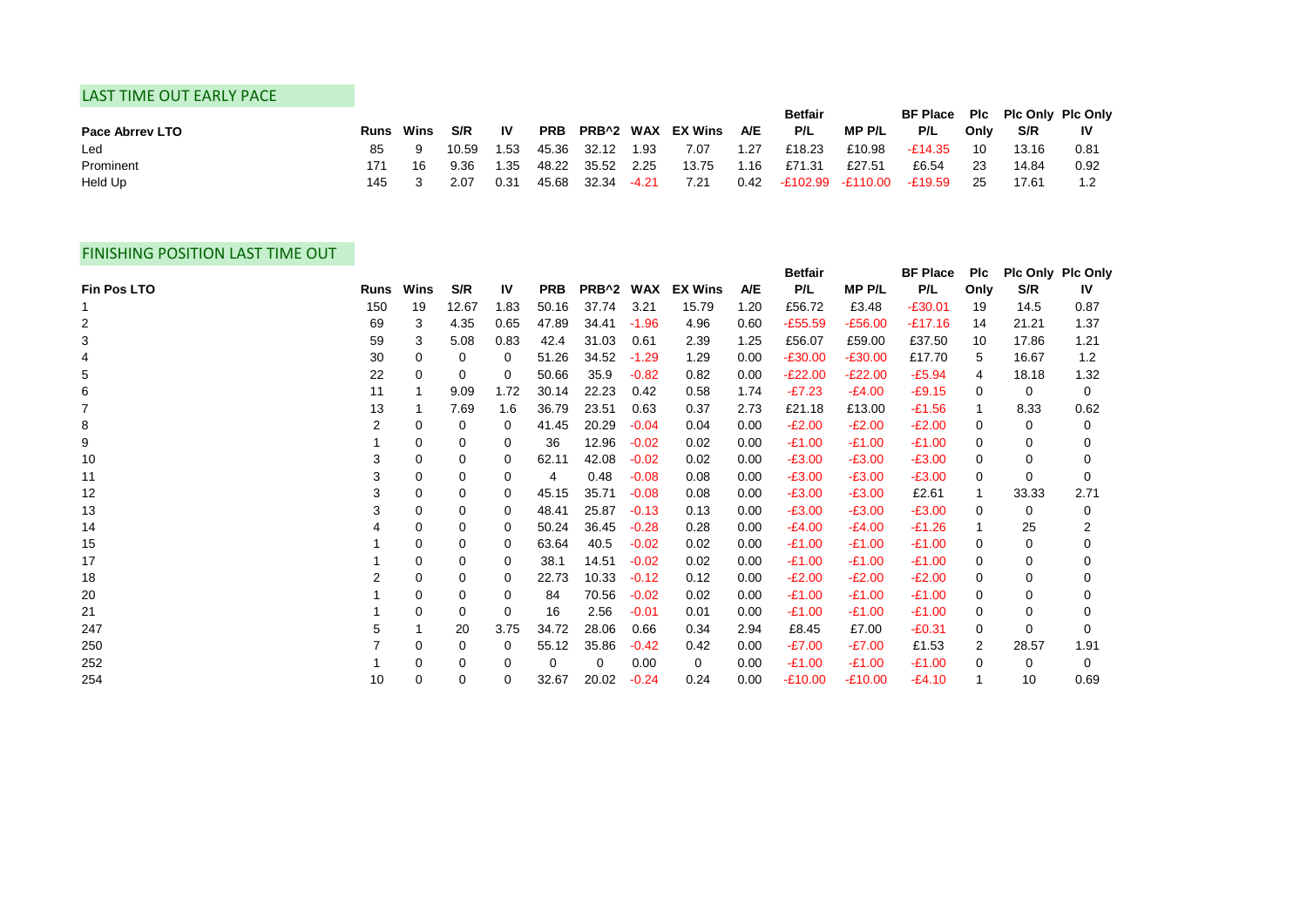## LAST TIME OUT EARLY PACE

| Pace Abrrev LTO | Runs | Wins | S/R | IV | PRB | PRB^2 | WAX | EX Wins | A/E | Betfair P/L | MP P/L | BF Place P/L | Plc Only | Plc Only S/R | Plc Only IV |
|---|---|---|---|---|---|---|---|---|---|---|---|---|---|---|---|
| Led | 85 | 9 | 10.59 | 1.53 | 45.36 | 32.12 | 1.93 | 7.07 | 1.27 | £18.23 | £10.98 | -£14.35 | 10 | 13.16 | 0.81 |
| Prominent | 171 | 16 | 9.36 | 1.35 | 48.22 | 35.52 | 2.25 | 13.75 | 1.16 | £71.31 | £27.51 | £6.54 | 23 | 14.84 | 0.92 |
| Held Up | 145 | 3 | 2.07 | 0.31 | 45.68 | 32.34 | -4.21 | 7.21 | 0.42 | -£102.99 | -£110.00 | -£19.59 | 25 | 17.61 | 1.2 |

## FINISHING POSITION LAST TIME OUT

| Fin Pos LTO | Runs | Wins | S/R | IV | PRB | PRB^2 | WAX | EX Wins | A/E | Betfair P/L | MP P/L | BF Place P/L | Plc Only | Plc Only S/R | Plc Only IV |
|---|---|---|---|---|---|---|---|---|---|---|---|---|---|---|---|
| 1 | 150 | 19 | 12.67 | 1.83 | 50.16 | 37.74 | 3.21 | 15.79 | 1.20 | £56.72 | £3.48 | -£30.01 | 19 | 14.5 | 0.87 |
| 2 | 69 | 3 | 4.35 | 0.65 | 47.89 | 34.41 | -1.96 | 4.96 | 0.60 | -£55.59 | -£56.00 | -£17.16 | 14 | 21.21 | 1.37 |
| 3 | 59 | 3 | 5.08 | 0.83 | 42.4 | 31.03 | 0.61 | 2.39 | 1.25 | £56.07 | £59.00 | £37.50 | 10 | 17.86 | 1.21 |
| 4 | 30 | 0 | 0 | 0 | 51.26 | 34.52 | -1.29 | 1.29 | 0.00 | -£30.00 | -£30.00 | £17.70 | 5 | 16.67 | 1.2 |
| 5 | 22 | 0 | 0 | 0 | 50.66 | 35.9 | -0.82 | 0.82 | 0.00 | -£22.00 | -£22.00 | -£5.94 | 4 | 18.18 | 1.32 |
| 6 | 11 | 1 | 9.09 | 1.72 | 30.14 | 22.23 | 0.42 | 0.58 | 1.74 | -£7.23 | -£4.00 | -£9.15 | 0 | 0 | 0 |
| 7 | 13 | 1 | 7.69 | 1.6 | 36.79 | 23.51 | 0.63 | 0.37 | 2.73 | £21.18 | £13.00 | -£1.56 | 1 | 8.33 | 0.62 |
| 8 | 2 | 0 | 0 | 0 | 41.45 | 20.29 | -0.04 | 0.04 | 0.00 | -£2.00 | -£2.00 | -£2.00 | 0 | 0 | 0 |
| 9 | 1 | 0 | 0 | 0 | 36 | 12.96 | -0.02 | 0.02 | 0.00 | -£1.00 | -£1.00 | -£1.00 | 0 | 0 | 0 |
| 10 | 3 | 0 | 0 | 0 | 62.11 | 42.08 | -0.02 | 0.02 | 0.00 | -£3.00 | -£3.00 | -£3.00 | 0 | 0 | 0 |
| 11 | 3 | 0 | 0 | 0 | 4 | 0.48 | -0.08 | 0.08 | 0.00 | -£3.00 | -£3.00 | -£3.00 | 0 | 0 | 0 |
| 12 | 3 | 0 | 0 | 0 | 45.15 | 35.71 | -0.08 | 0.08 | 0.00 | -£3.00 | -£3.00 | £2.61 | 1 | 33.33 | 2.71 |
| 13 | 3 | 0 | 0 | 0 | 48.41 | 25.87 | -0.13 | 0.13 | 0.00 | -£3.00 | -£3.00 | -£3.00 | 0 | 0 | 0 |
| 14 | 4 | 0 | 0 | 0 | 50.24 | 36.45 | -0.28 | 0.28 | 0.00 | -£4.00 | -£4.00 | -£1.26 | 1 | 25 | 2 |
| 15 | 1 | 0 | 0 | 0 | 63.64 | 40.5 | -0.02 | 0.02 | 0.00 | -£1.00 | -£1.00 | -£1.00 | 0 | 0 | 0 |
| 17 | 1 | 0 | 0 | 0 | 38.1 | 14.51 | -0.02 | 0.02 | 0.00 | -£1.00 | -£1.00 | -£1.00 | 0 | 0 | 0 |
| 18 | 2 | 0 | 0 | 0 | 22.73 | 10.33 | -0.12 | 0.12 | 0.00 | -£2.00 | -£2.00 | -£2.00 | 0 | 0 | 0 |
| 20 | 1 | 0 | 0 | 0 | 84 | 70.56 | -0.02 | 0.02 | 0.00 | -£1.00 | -£1.00 | -£1.00 | 0 | 0 | 0 |
| 21 | 1 | 0 | 0 | 0 | 16 | 2.56 | -0.01 | 0.01 | 0.00 | -£1.00 | -£1.00 | -£1.00 | 0 | 0 | 0 |
| 247 | 5 | 1 | 20 | 3.75 | 34.72 | 28.06 | 0.66 | 0.34 | 2.94 | £8.45 | £7.00 | -£0.31 | 0 | 0 | 0 |
| 250 | 7 | 0 | 0 | 0 | 55.12 | 35.86 | -0.42 | 0.42 | 0.00 | -£7.00 | -£7.00 | £1.53 | 2 | 28.57 | 1.91 |
| 252 | 1 | 0 | 0 | 0 | 0 | 0 | 0.00 | 0 | 0.00 | -£1.00 | -£1.00 | -£1.00 | 0 | 0 | 0 |
| 254 | 10 | 0 | 0 | 0 | 32.67 | 20.02 | -0.24 | 0.24 | 0.00 | -£10.00 | -£10.00 | -£4.10 | 1 | 10 | 0.69 |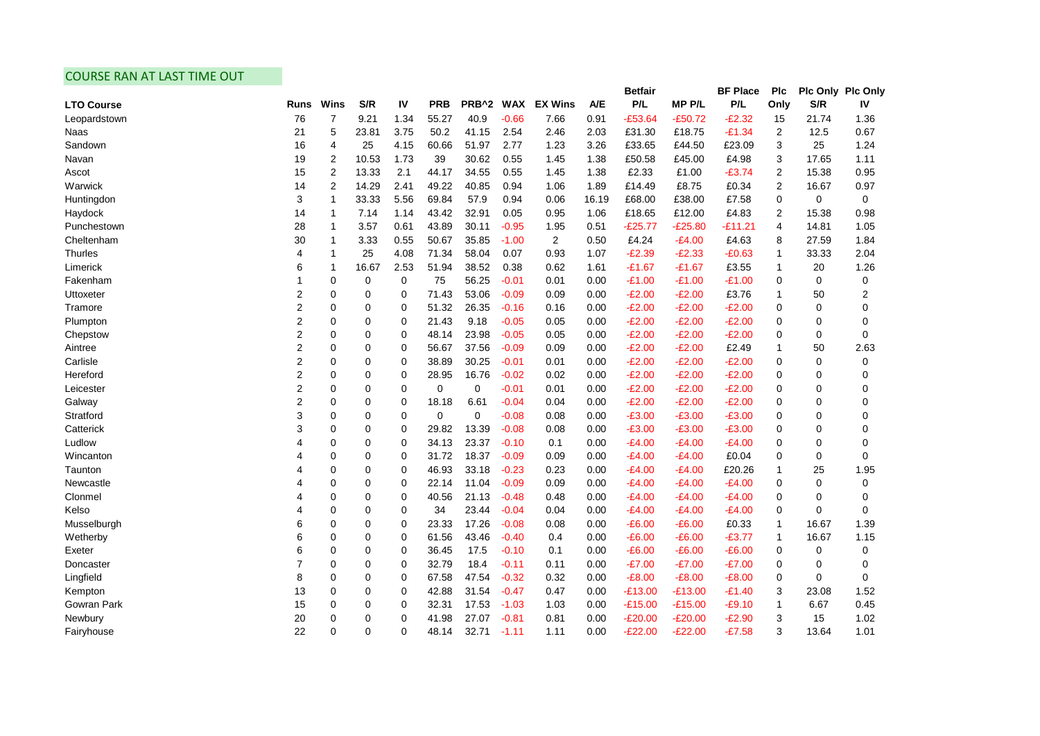## COURSE RAN AT LAST TIME OUT

| LTO Course | Runs | Wins | S/R | IV | PRB | PRB^2 | WAX | EX Wins | A/E | Betfair P/L | MP P/L | BF Place P/L | Plc Only | Plc Only S/R | Plc Only IV |
|---|---|---|---|---|---|---|---|---|---|---|---|---|---|---|---|
| Leopardstown | 76 | 7 | 9.21 | 1.34 | 55.27 | 40.9 | -0.66 | 7.66 | 0.91 | -£53.64 | -£50.72 | -£2.32 | 15 | 21.74 | 1.36 |
| Naas | 21 | 5 | 23.81 | 3.75 | 50.2 | 41.15 | 2.54 | 2.46 | 2.03 | £31.30 | £18.75 | -£1.34 | 2 | 12.5 | 0.67 |
| Sandown | 16 | 4 | 25 | 4.15 | 60.66 | 51.97 | 2.77 | 1.23 | 3.26 | £33.65 | £44.50 | £23.09 | 3 | 25 | 1.24 |
| Navan | 19 | 2 | 10.53 | 1.73 | 39 | 30.62 | 0.55 | 1.45 | 1.38 | £50.58 | £45.00 | £4.98 | 3 | 17.65 | 1.11 |
| Ascot | 15 | 2 | 13.33 | 2.1 | 44.17 | 34.55 | 0.55 | 1.45 | 1.38 | £2.33 | £1.00 | -£3.74 | 2 | 15.38 | 0.95 |
| Warwick | 14 | 2 | 14.29 | 2.41 | 49.22 | 40.85 | 0.94 | 1.06 | 1.89 | £14.49 | £8.75 | £0.34 | 2 | 16.67 | 0.97 |
| Huntingdon | 3 | 1 | 33.33 | 5.56 | 69.84 | 57.9 | 0.94 | 0.06 | 16.19 | £68.00 | £38.00 | £7.58 | 0 | 0 | 0 |
| Haydock | 14 | 1 | 7.14 | 1.14 | 43.42 | 32.91 | 0.05 | 0.95 | 1.06 | £18.65 | £12.00 | £4.83 | 2 | 15.38 | 0.98 |
| Punchestown | 28 | 1 | 3.57 | 0.61 | 43.89 | 30.11 | -0.95 | 1.95 | 0.51 | -£25.77 | -£25.80 | -£11.21 | 4 | 14.81 | 1.05 |
| Cheltenham | 30 | 1 | 3.33 | 0.55 | 50.67 | 35.85 | -1.00 | 2 | 0.50 | £4.24 | -£4.00 | £4.63 | 8 | 27.59 | 1.84 |
| Thurles | 4 | 1 | 25 | 4.08 | 71.34 | 58.04 | 0.07 | 0.93 | 1.07 | -£2.39 | -£2.33 | -£0.63 | 1 | 33.33 | 2.04 |
| Limerick | 6 | 1 | 16.67 | 2.53 | 51.94 | 38.52 | 0.38 | 0.62 | 1.61 | -£1.67 | -£1.67 | £3.55 | 1 | 20 | 1.26 |
| Fakenham | 1 | 0 | 0 | 0 | 75 | 56.25 | -0.01 | 0.01 | 0.00 | -£1.00 | -£1.00 | -£1.00 | 0 | 0 | 0 |
| Uttoxeter | 2 | 0 | 0 | 0 | 71.43 | 53.06 | -0.09 | 0.09 | 0.00 | -£2.00 | -£2.00 | £3.76 | 1 | 50 | 2 |
| Tramore | 2 | 0 | 0 | 0 | 51.32 | 26.35 | -0.16 | 0.16 | 0.00 | -£2.00 | -£2.00 | -£2.00 | 0 | 0 | 0 |
| Plumpton | 2 | 0 | 0 | 0 | 21.43 | 9.18 | -0.05 | 0.05 | 0.00 | -£2.00 | -£2.00 | -£2.00 | 0 | 0 | 0 |
| Chepstow | 2 | 0 | 0 | 0 | 48.14 | 23.98 | -0.05 | 0.05 | 0.00 | -£2.00 | -£2.00 | -£2.00 | 0 | 0 | 0 |
| Aintree | 2 | 0 | 0 | 0 | 56.67 | 37.56 | -0.09 | 0.09 | 0.00 | -£2.00 | -£2.00 | £2.49 | 1 | 50 | 2.63 |
| Carlisle | 2 | 0 | 0 | 0 | 38.89 | 30.25 | -0.01 | 0.01 | 0.00 | -£2.00 | -£2.00 | -£2.00 | 0 | 0 | 0 |
| Hereford | 2 | 0 | 0 | 0 | 28.95 | 16.76 | -0.02 | 0.02 | 0.00 | -£2.00 | -£2.00 | -£2.00 | 0 | 0 | 0 |
| Leicester | 2 | 0 | 0 | 0 | 0 | 0 | -0.01 | 0.01 | 0.00 | -£2.00 | -£2.00 | -£2.00 | 0 | 0 | 0 |
| Galway | 2 | 0 | 0 | 0 | 18.18 | 6.61 | -0.04 | 0.04 | 0.00 | -£2.00 | -£2.00 | -£2.00 | 0 | 0 | 0 |
| Stratford | 3 | 0 | 0 | 0 | 0 | 0 | -0.08 | 0.08 | 0.00 | -£3.00 | -£3.00 | -£3.00 | 0 | 0 | 0 |
| Catterick | 3 | 0 | 0 | 0 | 29.82 | 13.39 | -0.08 | 0.08 | 0.00 | -£3.00 | -£3.00 | -£3.00 | 0 | 0 | 0 |
| Ludlow | 4 | 0 | 0 | 0 | 34.13 | 23.37 | -0.10 | 0.1 | 0.00 | -£4.00 | -£4.00 | -£4.00 | 0 | 0 | 0 |
| Wincanton | 4 | 0 | 0 | 0 | 31.72 | 18.37 | -0.09 | 0.09 | 0.00 | -£4.00 | -£4.00 | £0.04 | 0 | 0 | 0 |
| Taunton | 4 | 0 | 0 | 0 | 46.93 | 33.18 | -0.23 | 0.23 | 0.00 | -£4.00 | -£4.00 | £20.26 | 1 | 25 | 1.95 |
| Newcastle | 4 | 0 | 0 | 0 | 22.14 | 11.04 | -0.09 | 0.09 | 0.00 | -£4.00 | -£4.00 | -£4.00 | 0 | 0 | 0 |
| Clonmel | 4 | 0 | 0 | 0 | 40.56 | 21.13 | -0.48 | 0.48 | 0.00 | -£4.00 | -£4.00 | -£4.00 | 0 | 0 | 0 |
| Kelso | 4 | 0 | 0 | 0 | 34 | 23.44 | -0.04 | 0.04 | 0.00 | -£4.00 | -£4.00 | -£4.00 | 0 | 0 | 0 |
| Musselburgh | 6 | 0 | 0 | 0 | 23.33 | 17.26 | -0.08 | 0.08 | 0.00 | -£6.00 | -£6.00 | £0.33 | 1 | 16.67 | 1.39 |
| Wetherby | 6 | 0 | 0 | 0 | 61.56 | 43.46 | -0.40 | 0.4 | 0.00 | -£6.00 | -£6.00 | -£3.77 | 1 | 16.67 | 1.15 |
| Exeter | 6 | 0 | 0 | 0 | 36.45 | 17.5 | -0.10 | 0.1 | 0.00 | -£6.00 | -£6.00 | -£6.00 | 0 | 0 | 0 |
| Doncaster | 7 | 0 | 0 | 0 | 32.79 | 18.4 | -0.11 | 0.11 | 0.00 | -£7.00 | -£7.00 | -£7.00 | 0 | 0 | 0 |
| Lingfield | 8 | 0 | 0 | 0 | 67.58 | 47.54 | -0.32 | 0.32 | 0.00 | -£8.00 | -£8.00 | -£8.00 | 0 | 0 | 0 |
| Kempton | 13 | 0 | 0 | 0 | 42.88 | 31.54 | -0.47 | 0.47 | 0.00 | -£13.00 | -£13.00 | -£1.40 | 3 | 23.08 | 1.52 |
| Gowran Park | 15 | 0 | 0 | 0 | 32.31 | 17.53 | -1.03 | 1.03 | 0.00 | -£15.00 | -£15.00 | -£9.10 | 1 | 6.67 | 0.45 |
| Newbury | 20 | 0 | 0 | 0 | 41.98 | 27.07 | -0.81 | 0.81 | 0.00 | -£20.00 | -£20.00 | -£2.90 | 3 | 15 | 1.02 |
| Fairyhouse | 22 | 0 | 0 | 0 | 48.14 | 32.71 | -1.11 | 1.11 | 0.00 | -£22.00 | -£22.00 | -£7.58 | 3 | 13.64 | 1.01 |